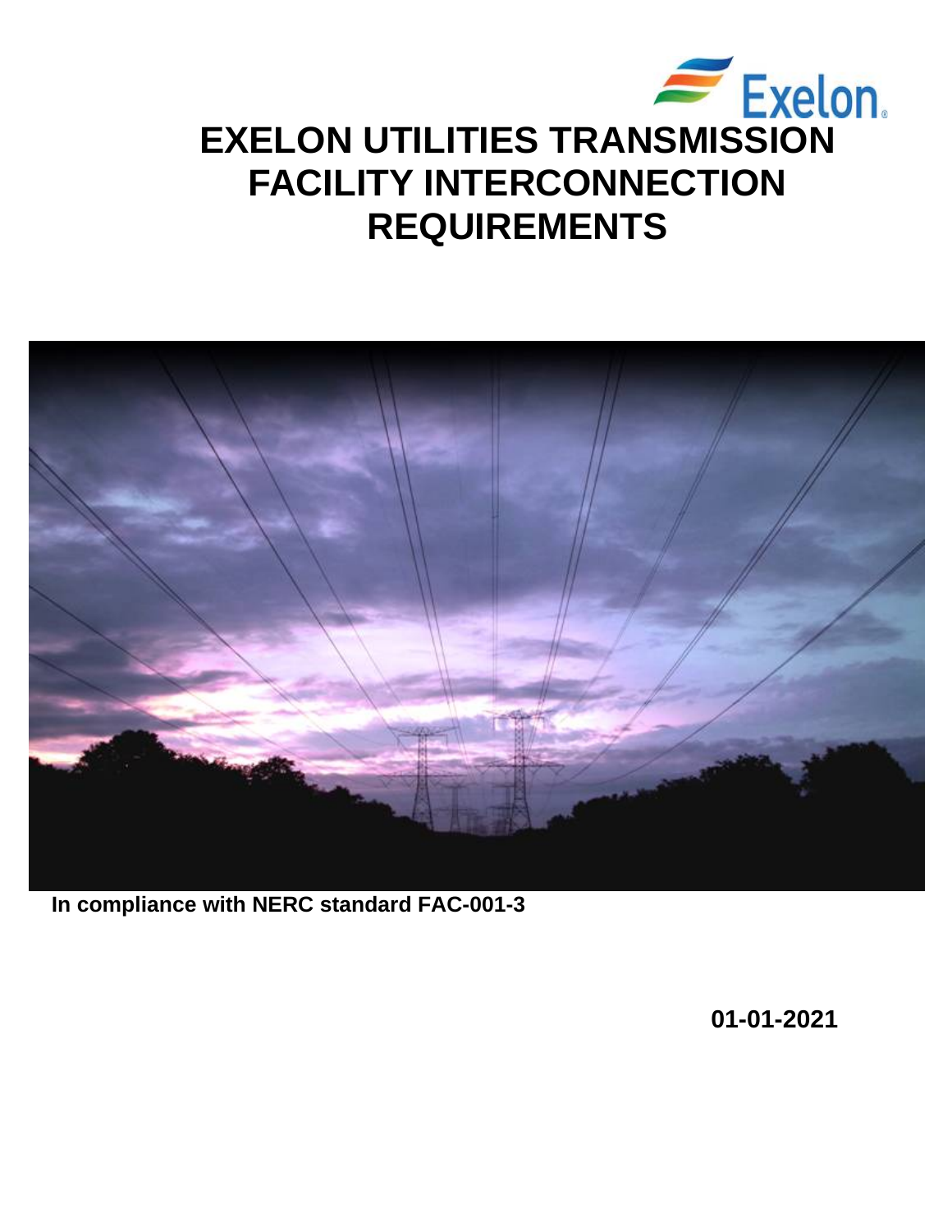Exelon.

# EXELON UTILITIES TRANSMISSION FACILITY INTERCONNECTION REQUIREMENTS

**In compliance with NERC standard FAC-001-3**

**01-01-2021**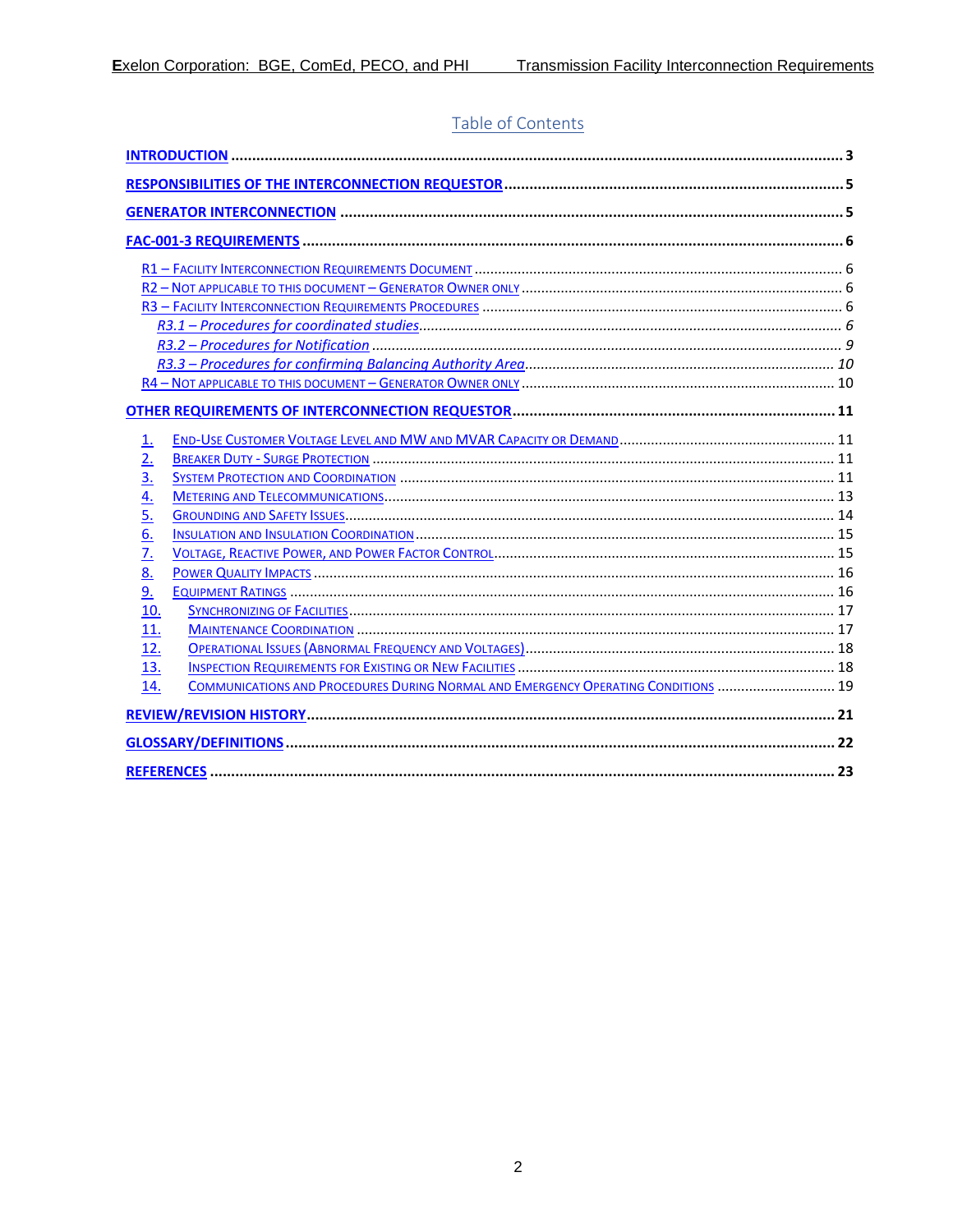# Table of Contents

**INTRODUCTION** ........................................................................................................ 3

**RESPONSIBILITIES OF THE INTERCONNECTION REQUESTOR** ........................................... 5

**GENERATOR INTERCONNECTION** ...................................................................................... 5

**FAC-001-3 REQUIREMENTS** ............................................................................................... 6

- R1 – Facility Interconnection Requirements Document .................................................. 6
- R2 – Not applicable to this document – Generator Owner only ...................................... 6
- R3 – Facility Interconnection Requirements Procedures ................................................... 6
  - *R3.1 – Procedures for coordinated studies* ................................................................. *6*
  - *R3.2 – Procedures for Notification* ............................................................................. *9*
  - *R3.3 – Procedures for confirming Balancing Authority Area* ....................................... *10*
- R4 – Not applicable to this document – Generator Owner only ...................................... 10

**OTHER REQUIREMENTS OF INTERCONNECTION REQUESTOR** ......................................... 11

1. End-Use Customer Voltage Level and MW and MVAR Capacity or Demand .................. 11
2. Breaker Duty - Surge Protection .................................................................................. 11
3. System Protection and Coordination ........................................................................... 11
4. Metering and Telecommunications ............................................................................. 13
5. Grounding and Safety Issues ........................................................................................ 14
6. Insulation and Insulation Coordination ........................................................................ 15
7. Voltage, Reactive Power, and Power Factor Control .................................................... 15
8. Power Quality Impacts ................................................................................................ 16
9. Equipment Ratings ...................................................................................................... 16
10. Synchronizing of Facilities .......................................................................................... 17
11. Maintenance Coordination ......................................................................................... 17
12. Operational Issues (Abnormal Frequency and Voltages) .............................................. 18
13. Inspection Requirements for Existing or New Facilities ................................................ 18
14. Communications and Procedures During Normal and Emergency Operating Conditions ... 19

**REVIEW/REVISION HISTORY** ............................................................................................ 21

**GLOSSARY/DEFINITIONS** .................................................................................................. 22

**REFERENCES** .................................................................................................................... 23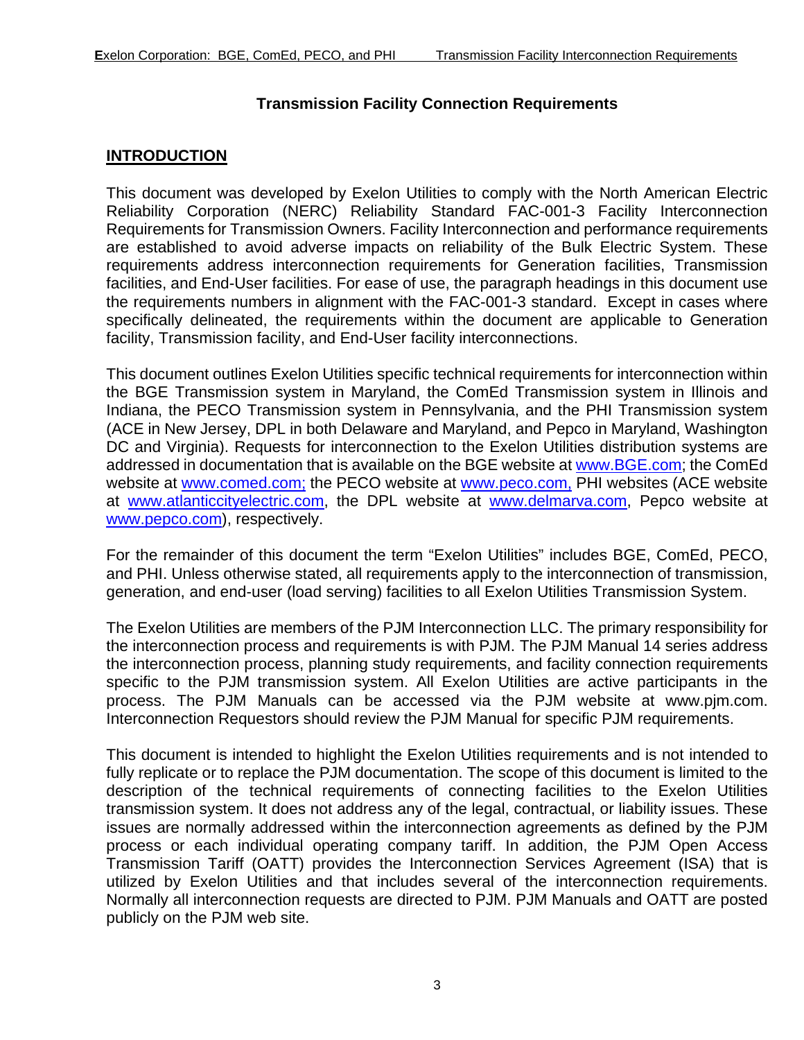# Transmission Facility Connection Requirements

## INTRODUCTION

This document was developed by Exelon Utilities to comply with the North American Electric Reliability Corporation (NERC) Reliability Standard FAC-001-3 Facility Interconnection Requirements for Transmission Owners. Facility Interconnection and performance requirements are established to avoid adverse impacts on reliability of the Bulk Electric System. These requirements address interconnection requirements for Generation facilities, Transmission facilities, and End-User facilities. For ease of use, the paragraph headings in this document use the requirements numbers in alignment with the FAC-001-3 standard. Except in cases where specifically delineated, the requirements within the document are applicable to Generation facility, Transmission facility, and End-User facility interconnections.

This document outlines Exelon Utilities specific technical requirements for interconnection within the BGE Transmission system in Maryland, the ComEd Transmission system in Illinois and Indiana, the PECO Transmission system in Pennsylvania, and the PHI Transmission system (ACE in New Jersey, DPL in both Delaware and Maryland, and Pepco in Maryland, Washington DC and Virginia). Requests for interconnection to the Exelon Utilities distribution systems are addressed in documentation that is available on the BGE website at www.BGE.com; the ComEd website at www.comed.com; the PECO website at www.peco.com, PHI websites (ACE website at www.atlanticcityelectric.com, the DPL website at www.delmarva.com, Pepco website at www.pepco.com), respectively.

For the remainder of this document the term "Exelon Utilities" includes BGE, ComEd, PECO, and PHI. Unless otherwise stated, all requirements apply to the interconnection of transmission, generation, and end-user (load serving) facilities to all Exelon Utilities Transmission System.

The Exelon Utilities are members of the PJM Interconnection LLC. The primary responsibility for the interconnection process and requirements is with PJM. The PJM Manual 14 series address the interconnection process, planning study requirements, and facility connection requirements specific to the PJM transmission system. All Exelon Utilities are active participants in the process. The PJM Manuals can be accessed via the PJM website at www.pjm.com. Interconnection Requestors should review the PJM Manual for specific PJM requirements.

This document is intended to highlight the Exelon Utilities requirements and is not intended to fully replicate or to replace the PJM documentation. The scope of this document is limited to the description of the technical requirements of connecting facilities to the Exelon Utilities transmission system. It does not address any of the legal, contractual, or liability issues. These issues are normally addressed within the interconnection agreements as defined by the PJM process or each individual operating company tariff. In addition, the PJM Open Access Transmission Tariff (OATT) provides the Interconnection Services Agreement (ISA) that is utilized by Exelon Utilities and that includes several of the interconnection requirements. Normally all interconnection requests are directed to PJM. PJM Manuals and OATT are posted publicly on the PJM web site.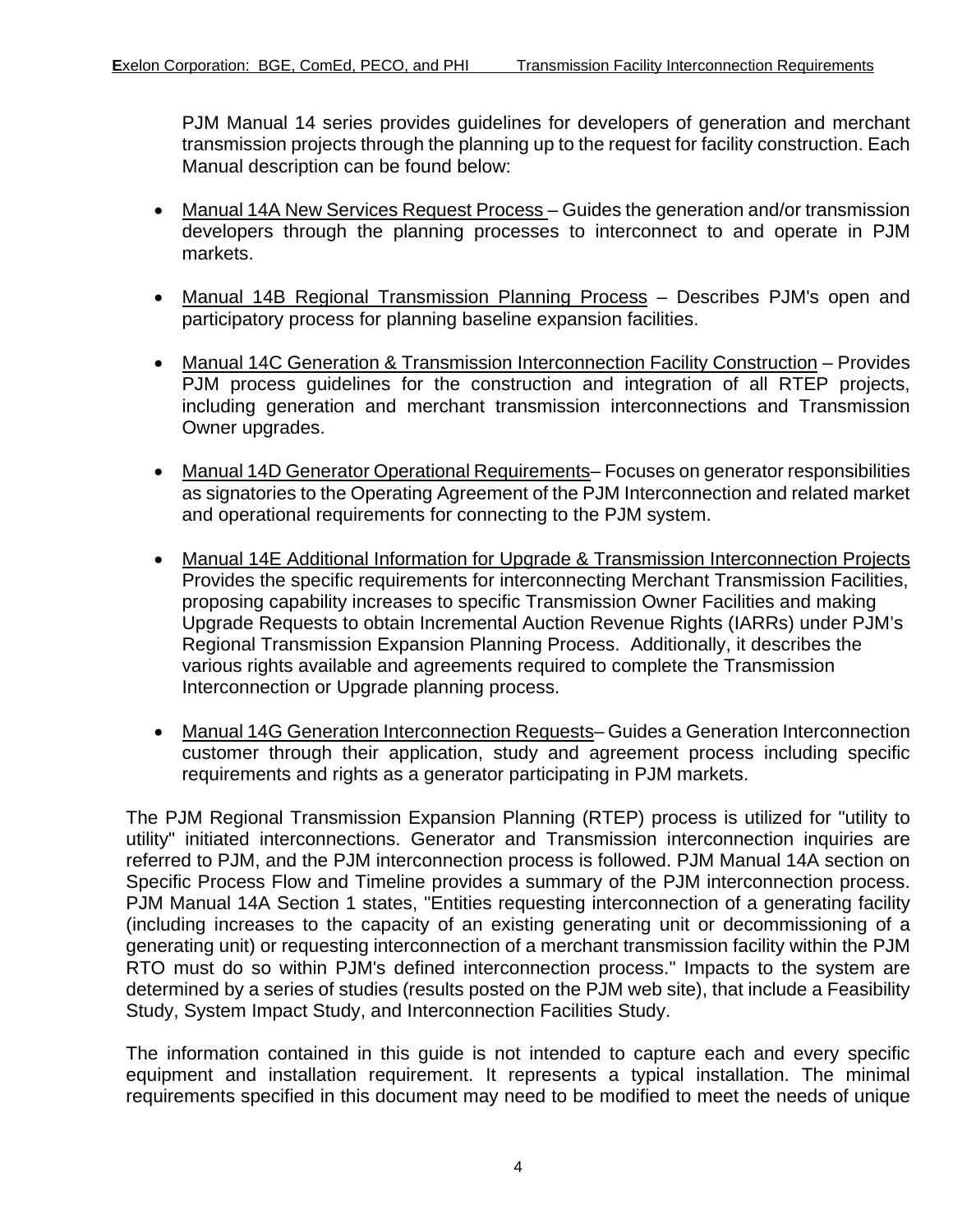PJM Manual 14 series provides guidelines for developers of generation and merchant transmission projects through the planning up to the request for facility construction. Each Manual description can be found below:

- Manual 14A New Services Request Process – Guides the generation and/or transmission developers through the planning processes to interconnect to and operate in PJM markets.
- Manual 14B Regional Transmission Planning Process – Describes PJM's open and participatory process for planning baseline expansion facilities.
- Manual 14C Generation & Transmission Interconnection Facility Construction – Provides PJM process guidelines for the construction and integration of all RTEP projects, including generation and merchant transmission interconnections and Transmission Owner upgrades.
- Manual 14D Generator Operational Requirements– Focuses on generator responsibilities as signatories to the Operating Agreement of the PJM Interconnection and related market and operational requirements for connecting to the PJM system.
- Manual 14E Additional Information for Upgrade & Transmission Interconnection Projects Provides the specific requirements for interconnecting Merchant Transmission Facilities, proposing capability increases to specific Transmission Owner Facilities and making Upgrade Requests to obtain Incremental Auction Revenue Rights (IARRs) under PJM's Regional Transmission Expansion Planning Process. Additionally, it describes the various rights available and agreements required to complete the Transmission Interconnection or Upgrade planning process.
- Manual 14G Generation Interconnection Requests– Guides a Generation Interconnection customer through their application, study and agreement process including specific requirements and rights as a generator participating in PJM markets.

The PJM Regional Transmission Expansion Planning (RTEP) process is utilized for "utility to utility" initiated interconnections. Generator and Transmission interconnection inquiries are referred to PJM, and the PJM interconnection process is followed. PJM Manual 14A section on Specific Process Flow and Timeline provides a summary of the PJM interconnection process. PJM Manual 14A Section 1 states, "Entities requesting interconnection of a generating facility (including increases to the capacity of an existing generating unit or decommissioning of a generating unit) or requesting interconnection of a merchant transmission facility within the PJM RTO must do so within PJM's defined interconnection process." Impacts to the system are determined by a series of studies (results posted on the PJM web site), that include a Feasibility Study, System Impact Study, and Interconnection Facilities Study.

The information contained in this guide is not intended to capture each and every specific equipment and installation requirement. It represents a typical installation. The minimal requirements specified in this document may need to be modified to meet the needs of unique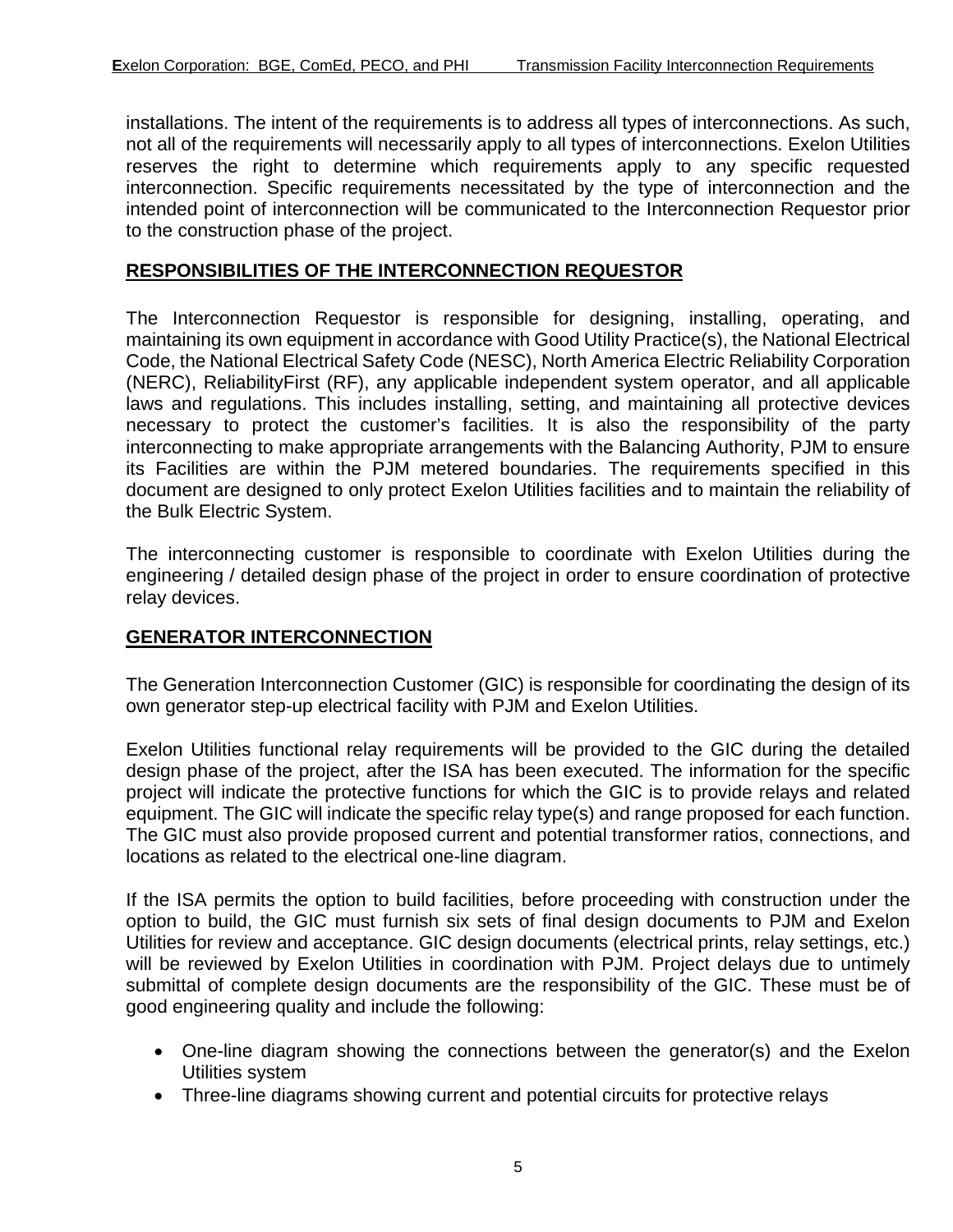installations. The intent of the requirements is to address all types of interconnections. As such, not all of the requirements will necessarily apply to all types of interconnections. Exelon Utilities reserves the right to determine which requirements apply to any specific requested interconnection. Specific requirements necessitated by the type of interconnection and the intended point of interconnection will be communicated to the Interconnection Requestor prior to the construction phase of the project.

## RESPONSIBILITIES OF THE INTERCONNECTION REQUESTOR

The Interconnection Requestor is responsible for designing, installing, operating, and maintaining its own equipment in accordance with Good Utility Practice(s), the National Electrical Code, the National Electrical Safety Code (NESC), North America Electric Reliability Corporation (NERC), ReliabilityFirst (RF), any applicable independent system operator, and all applicable laws and regulations. This includes installing, setting, and maintaining all protective devices necessary to protect the customer's facilities. It is also the responsibility of the party interconnecting to make appropriate arrangements with the Balancing Authority, PJM to ensure its Facilities are within the PJM metered boundaries. The requirements specified in this document are designed to only protect Exelon Utilities facilities and to maintain the reliability of the Bulk Electric System.

The interconnecting customer is responsible to coordinate with Exelon Utilities during the engineering / detailed design phase of the project in order to ensure coordination of protective relay devices.

## GENERATOR INTERCONNECTION

The Generation Interconnection Customer (GIC) is responsible for coordinating the design of its own generator step-up electrical facility with PJM and Exelon Utilities.

Exelon Utilities functional relay requirements will be provided to the GIC during the detailed design phase of the project, after the ISA has been executed. The information for the specific project will indicate the protective functions for which the GIC is to provide relays and related equipment. The GIC will indicate the specific relay type(s) and range proposed for each function. The GIC must also provide proposed current and potential transformer ratios, connections, and locations as related to the electrical one-line diagram.

If the ISA permits the option to build facilities, before proceeding with construction under the option to build, the GIC must furnish six sets of final design documents to PJM and Exelon Utilities for review and acceptance. GIC design documents (electrical prints, relay settings, etc.) will be reviewed by Exelon Utilities in coordination with PJM. Project delays due to untimely submittal of complete design documents are the responsibility of the GIC. These must be of good engineering quality and include the following:

- One-line diagram showing the connections between the generator(s) and the Exelon Utilities system
- Three-line diagrams showing current and potential circuits for protective relays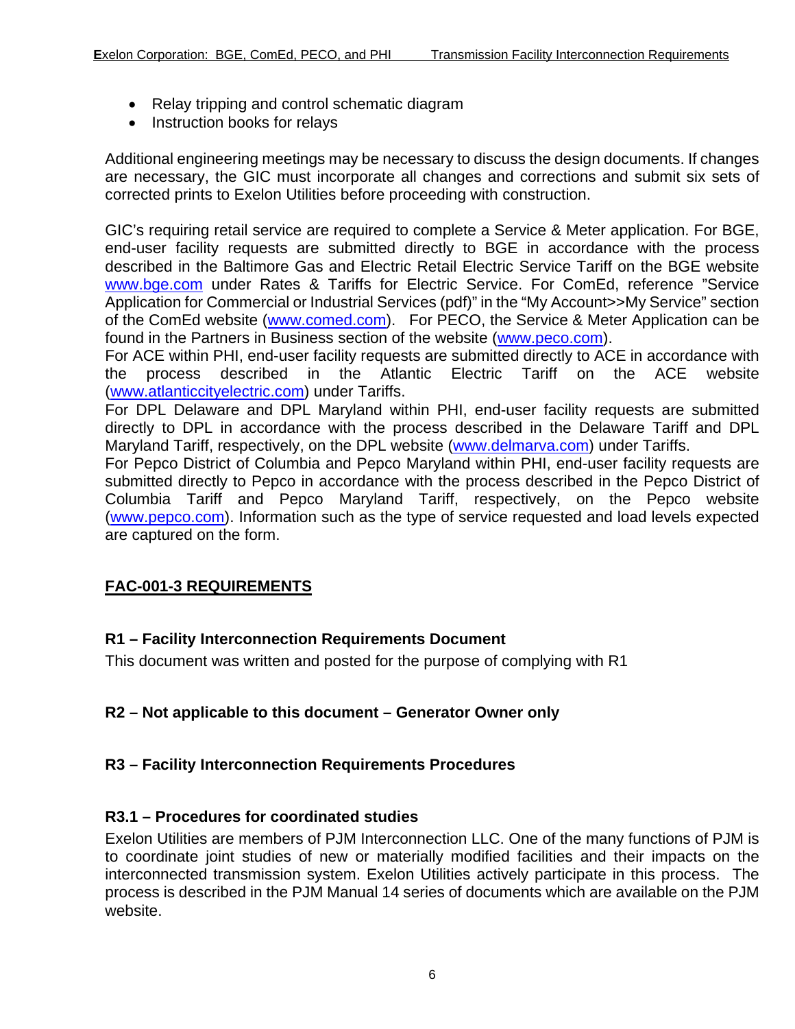- Relay tripping and control schematic diagram
- Instruction books for relays

Additional engineering meetings may be necessary to discuss the design documents. If changes are necessary, the GIC must incorporate all changes and corrections and submit six sets of corrected prints to Exelon Utilities before proceeding with construction.

GIC's requiring retail service are required to complete a Service & Meter application. For BGE, end-user facility requests are submitted directly to BGE in accordance with the process described in the Baltimore Gas and Electric Retail Electric Service Tariff on the BGE website www.bge.com under Rates & Tariffs for Electric Service. For ComEd, reference "Service Application for Commercial or Industrial Services (pdf)" in the "My Account>>My Service" section of the ComEd website (www.comed.com). For PECO, the Service & Meter Application can be found in the Partners in Business section of the website (www.peco.com).
For ACE within PHI, end-user facility requests are submitted directly to ACE in accordance with the process described in the Atlantic Electric Tariff on the ACE website (www.atlanticcityelectric.com) under Tariffs.
For DPL Delaware and DPL Maryland within PHI, end-user facility requests are submitted directly to DPL in accordance with the process described in the Delaware Tariff and DPL Maryland Tariff, respectively, on the DPL website (www.delmarva.com) under Tariffs.
For Pepco District of Columbia and Pepco Maryland within PHI, end-user facility requests are submitted directly to Pepco in accordance with the process described in the Pepco District of Columbia Tariff and Pepco Maryland Tariff, respectively, on the Pepco website (www.pepco.com). Information such as the type of service requested and load levels expected are captured on the form.

## FAC-001-3 REQUIREMENTS

### R1 – Facility Interconnection Requirements Document

This document was written and posted for the purpose of complying with R1

### R2 – Not applicable to this document – Generator Owner only

### R3 – Facility Interconnection Requirements Procedures

### R3.1 – Procedures for coordinated studies

Exelon Utilities are members of PJM Interconnection LLC. One of the many functions of PJM is to coordinate joint studies of new or materially modified facilities and their impacts on the interconnected transmission system. Exelon Utilities actively participate in this process. The process is described in the PJM Manual 14 series of documents which are available on the PJM website.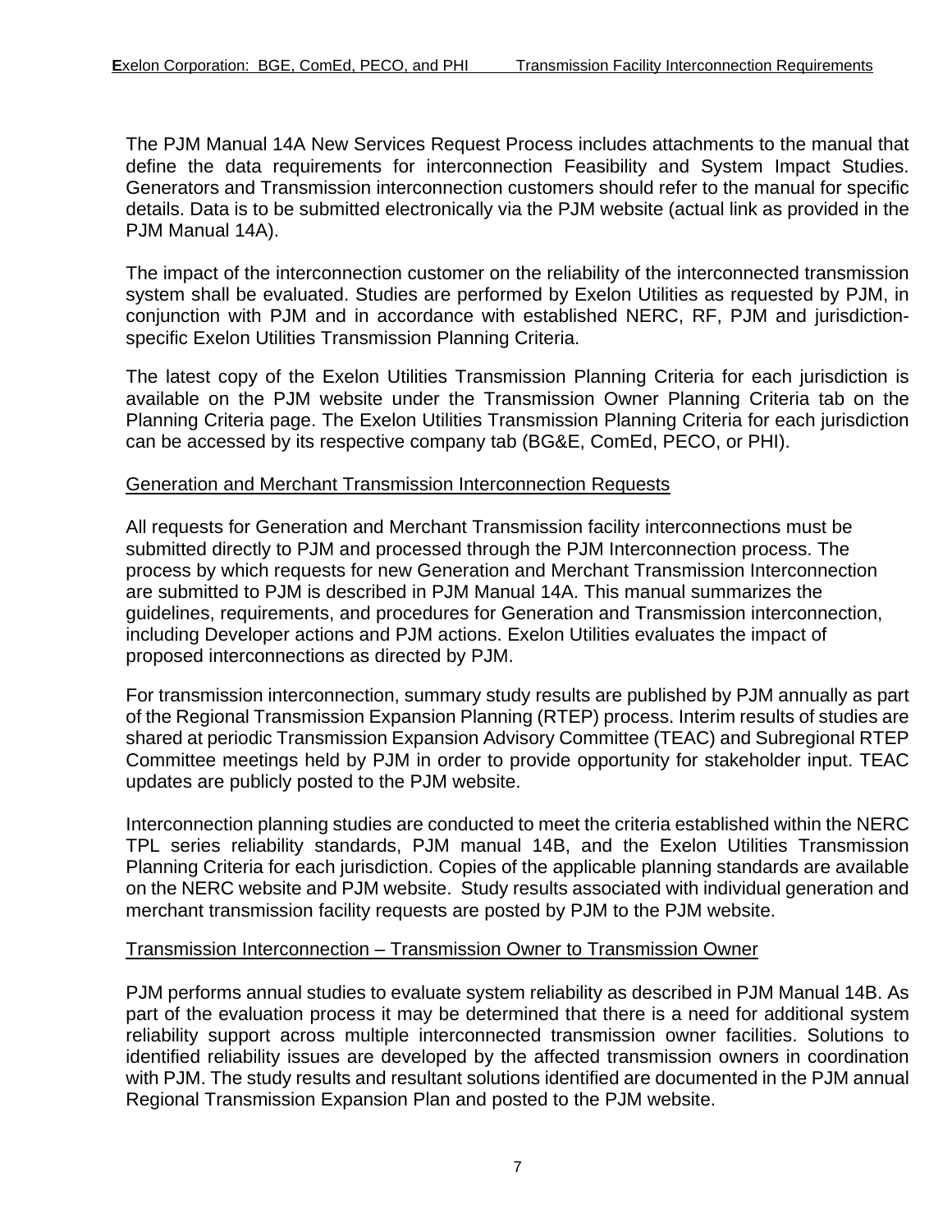The PJM Manual 14A New Services Request Process includes attachments to the manual that define the data requirements for interconnection Feasibility and System Impact Studies. Generators and Transmission interconnection customers should refer to the manual for specific details. Data is to be submitted electronically via the PJM website (actual link as provided in the PJM Manual 14A).

The impact of the interconnection customer on the reliability of the interconnected transmission system shall be evaluated. Studies are performed by Exelon Utilities as requested by PJM, in conjunction with PJM and in accordance with established NERC, RF, PJM and jurisdiction-specific Exelon Utilities Transmission Planning Criteria.

The latest copy of the Exelon Utilities Transmission Planning Criteria for each jurisdiction is available on the PJM website under the Transmission Owner Planning Criteria tab on the Planning Criteria page. The Exelon Utilities Transmission Planning Criteria for each jurisdiction can be accessed by its respective company tab (BG&E, ComEd, PECO, or PHI).

Generation and Merchant Transmission Interconnection Requests

All requests for Generation and Merchant Transmission facility interconnections must be submitted directly to PJM and processed through the PJM Interconnection process. The process by which requests for new Generation and Merchant Transmission Interconnection are submitted to PJM is described in PJM Manual 14A. This manual summarizes the guidelines, requirements, and procedures for Generation and Transmission interconnection, including Developer actions and PJM actions. Exelon Utilities evaluates the impact of proposed interconnections as directed by PJM.

For transmission interconnection, summary study results are published by PJM annually as part of the Regional Transmission Expansion Planning (RTEP) process. Interim results of studies are shared at periodic Transmission Expansion Advisory Committee (TEAC) and Subregional RTEP Committee meetings held by PJM in order to provide opportunity for stakeholder input. TEAC updates are publicly posted to the PJM website.

Interconnection planning studies are conducted to meet the criteria established within the NERC TPL series reliability standards, PJM manual 14B, and the Exelon Utilities Transmission Planning Criteria for each jurisdiction. Copies of the applicable planning standards are available on the NERC website and PJM website. Study results associated with individual generation and merchant transmission facility requests are posted by PJM to the PJM website.

Transmission Interconnection – Transmission Owner to Transmission Owner

PJM performs annual studies to evaluate system reliability as described in PJM Manual 14B. As part of the evaluation process it may be determined that there is a need for additional system reliability support across multiple interconnected transmission owner facilities. Solutions to identified reliability issues are developed by the affected transmission owners in coordination with PJM. The study results and resultant solutions identified are documented in the PJM annual Regional Transmission Expansion Plan and posted to the PJM website.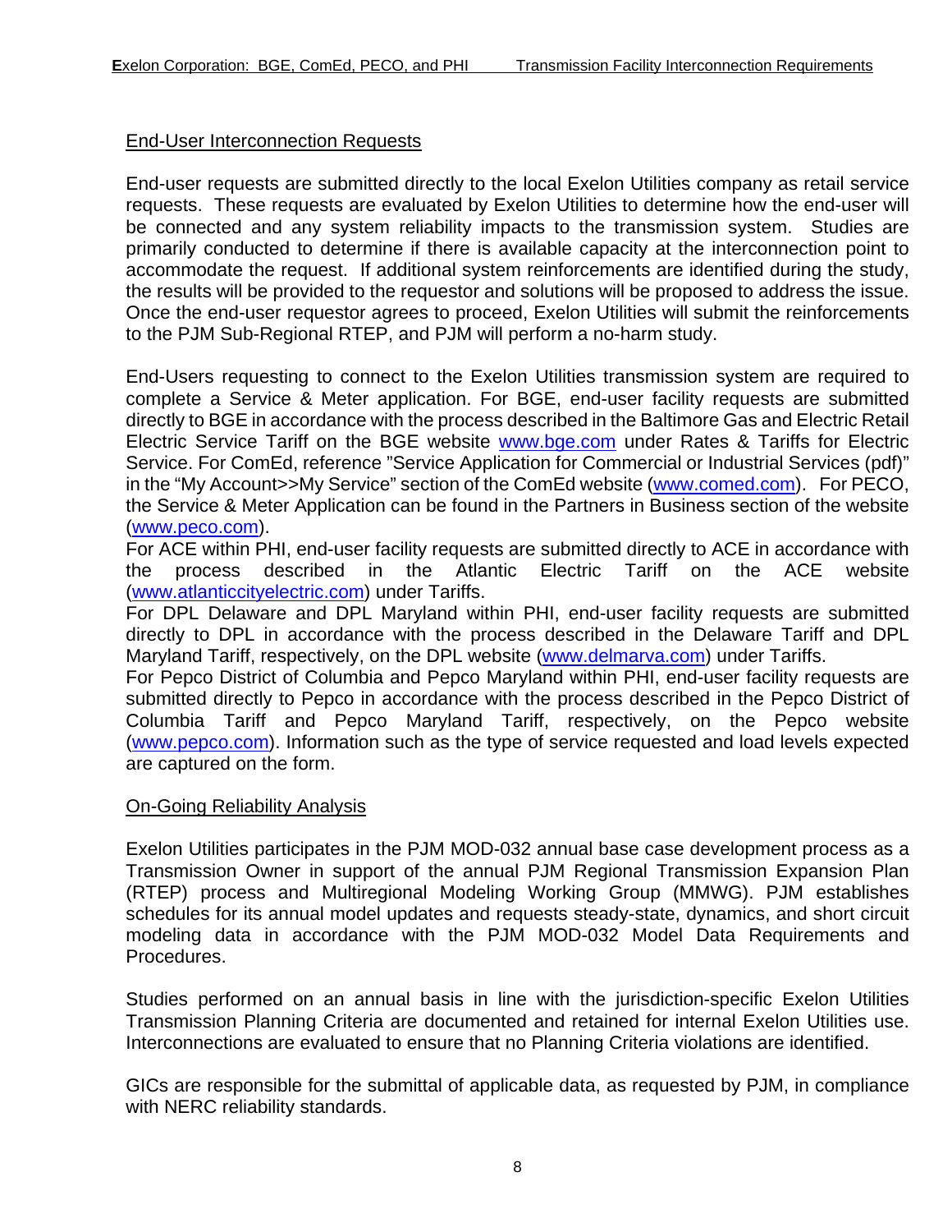## End-User Interconnection Requests

End-user requests are submitted directly to the local Exelon Utilities company as retail service requests. These requests are evaluated by Exelon Utilities to determine how the end-user will be connected and any system reliability impacts to the transmission system. Studies are primarily conducted to determine if there is available capacity at the interconnection point to accommodate the request. If additional system reinforcements are identified during the study, the results will be provided to the requestor and solutions will be proposed to address the issue. Once the end-user requestor agrees to proceed, Exelon Utilities will submit the reinforcements to the PJM Sub-Regional RTEP, and PJM will perform a no-harm study.

End-Users requesting to connect to the Exelon Utilities transmission system are required to complete a Service & Meter application. For BGE, end-user facility requests are submitted directly to BGE in accordance with the process described in the Baltimore Gas and Electric Retail Electric Service Tariff on the BGE website www.bge.com under Rates & Tariffs for Electric Service. For ComEd, reference "Service Application for Commercial or Industrial Services (pdf)" in the "My Account>>My Service" section of the ComEd website (www.comed.com). For PECO, the Service & Meter Application can be found in the Partners in Business section of the website (www.peco.com).
For ACE within PHI, end-user facility requests are submitted directly to ACE in accordance with the process described in the Atlantic Electric Tariff on the ACE website (www.atlanticcityelectric.com) under Tariffs.
For DPL Delaware and DPL Maryland within PHI, end-user facility requests are submitted directly to DPL in accordance with the process described in the Delaware Tariff and DPL Maryland Tariff, respectively, on the DPL website (www.delmarva.com) under Tariffs.
For Pepco District of Columbia and Pepco Maryland within PHI, end-user facility requests are submitted directly to Pepco in accordance with the process described in the Pepco District of Columbia Tariff and Pepco Maryland Tariff, respectively, on the Pepco website (www.pepco.com). Information such as the type of service requested and load levels expected are captured on the form.

## On-Going Reliability Analysis

Exelon Utilities participates in the PJM MOD-032 annual base case development process as a Transmission Owner in support of the annual PJM Regional Transmission Expansion Plan (RTEP) process and Multiregional Modeling Working Group (MMWG). PJM establishes schedules for its annual model updates and requests steady-state, dynamics, and short circuit modeling data in accordance with the PJM MOD-032 Model Data Requirements and Procedures.

Studies performed on an annual basis in line with the jurisdiction-specific Exelon Utilities Transmission Planning Criteria are documented and retained for internal Exelon Utilities use. Interconnections are evaluated to ensure that no Planning Criteria violations are identified.

GICs are responsible for the submittal of applicable data, as requested by PJM, in compliance with NERC reliability standards.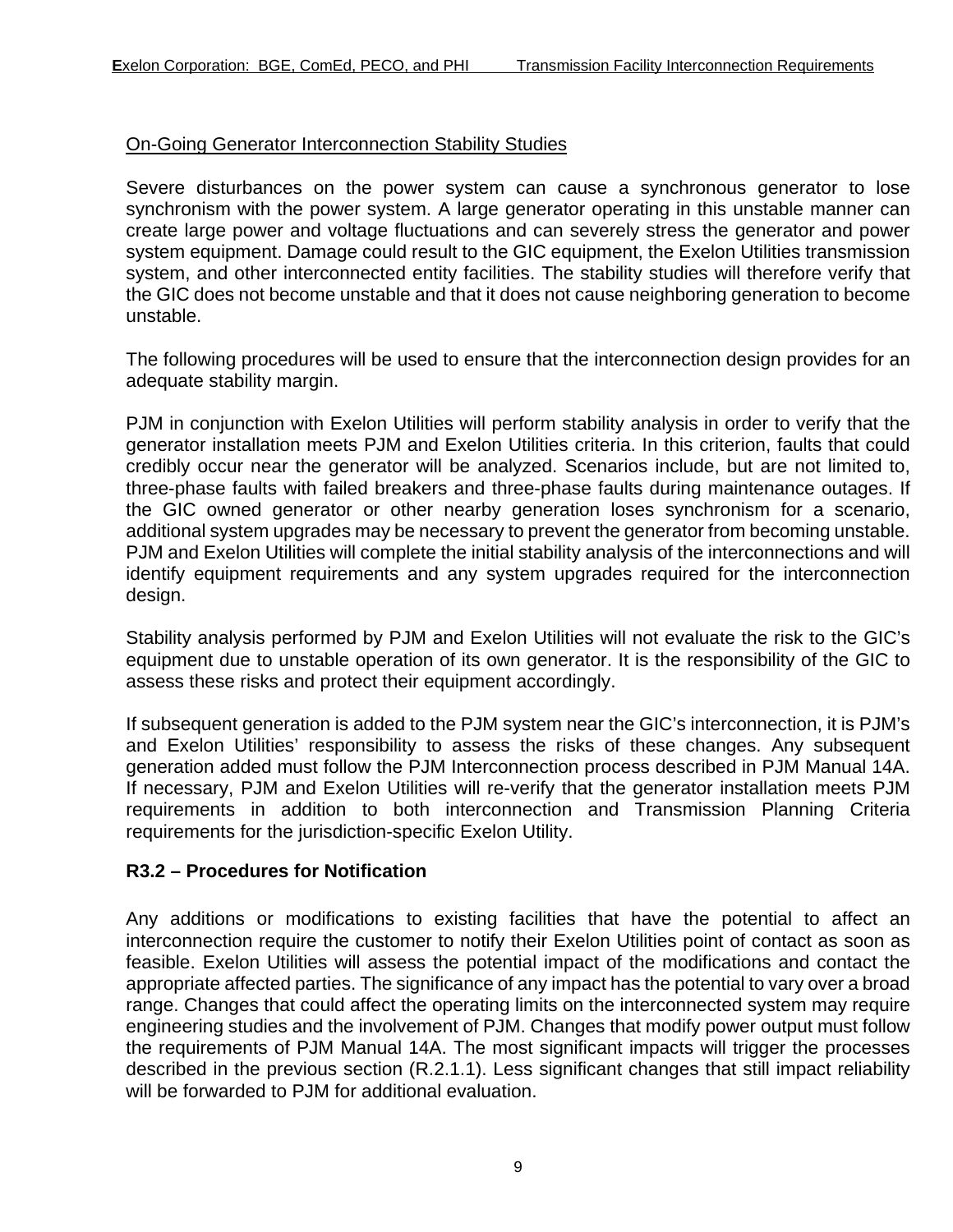On-Going Generator Interconnection Stability Studies

Severe disturbances on the power system can cause a synchronous generator to lose synchronism with the power system. A large generator operating in this unstable manner can create large power and voltage fluctuations and can severely stress the generator and power system equipment. Damage could result to the GIC equipment, the Exelon Utilities transmission system, and other interconnected entity facilities. The stability studies will therefore verify that the GIC does not become unstable and that it does not cause neighboring generation to become unstable.

The following procedures will be used to ensure that the interconnection design provides for an adequate stability margin.

PJM in conjunction with Exelon Utilities will perform stability analysis in order to verify that the generator installation meets PJM and Exelon Utilities criteria. In this criterion, faults that could credibly occur near the generator will be analyzed. Scenarios include, but are not limited to, three-phase faults with failed breakers and three-phase faults during maintenance outages. If the GIC owned generator or other nearby generation loses synchronism for a scenario, additional system upgrades may be necessary to prevent the generator from becoming unstable. PJM and Exelon Utilities will complete the initial stability analysis of the interconnections and will identify equipment requirements and any system upgrades required for the interconnection design.

Stability analysis performed by PJM and Exelon Utilities will not evaluate the risk to the GIC's equipment due to unstable operation of its own generator. It is the responsibility of the GIC to assess these risks and protect their equipment accordingly.

If subsequent generation is added to the PJM system near the GIC's interconnection, it is PJM's and Exelon Utilities' responsibility to assess the risks of these changes. Any subsequent generation added must follow the PJM Interconnection process described in PJM Manual 14A. If necessary, PJM and Exelon Utilities will re-verify that the generator installation meets PJM requirements in addition to both interconnection and Transmission Planning Criteria requirements for the jurisdiction-specific Exelon Utility.

### R3.2 – Procedures for Notification

Any additions or modifications to existing facilities that have the potential to affect an interconnection require the customer to notify their Exelon Utilities point of contact as soon as feasible. Exelon Utilities will assess the potential impact of the modifications and contact the appropriate affected parties. The significance of any impact has the potential to vary over a broad range. Changes that could affect the operating limits on the interconnected system may require engineering studies and the involvement of PJM. Changes that modify power output must follow the requirements of PJM Manual 14A. The most significant impacts will trigger the processes described in the previous section (R.2.1.1). Less significant changes that still impact reliability will be forwarded to PJM for additional evaluation.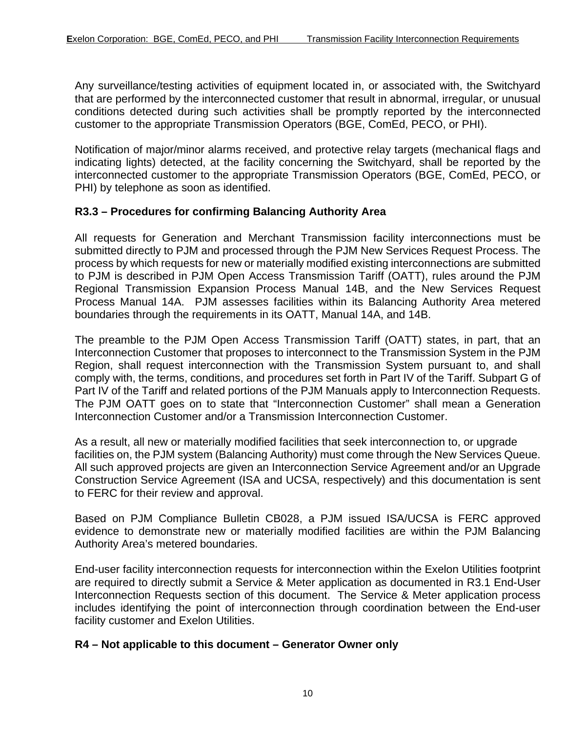Any surveillance/testing activities of equipment located in, or associated with, the Switchyard that are performed by the interconnected customer that result in abnormal, irregular, or unusual conditions detected during such activities shall be promptly reported by the interconnected customer to the appropriate Transmission Operators (BGE, ComEd, PECO, or PHI).

Notification of major/minor alarms received, and protective relay targets (mechanical flags and indicating lights) detected, at the facility concerning the Switchyard, shall be reported by the interconnected customer to the appropriate Transmission Operators (BGE, ComEd, PECO, or PHI) by telephone as soon as identified.

**R3.3 – Procedures for confirming Balancing Authority Area**

All requests for Generation and Merchant Transmission facility interconnections must be submitted directly to PJM and processed through the PJM New Services Request Process. The process by which requests for new or materially modified existing interconnections are submitted to PJM is described in PJM Open Access Transmission Tariff (OATT), rules around the PJM Regional Transmission Expansion Process Manual 14B, and the New Services Request Process Manual 14A. PJM assesses facilities within its Balancing Authority Area metered boundaries through the requirements in its OATT, Manual 14A, and 14B.

The preamble to the PJM Open Access Transmission Tariff (OATT) states, in part, that an Interconnection Customer that proposes to interconnect to the Transmission System in the PJM Region, shall request interconnection with the Transmission System pursuant to, and shall comply with, the terms, conditions, and procedures set forth in Part IV of the Tariff. Subpart G of Part IV of the Tariff and related portions of the PJM Manuals apply to Interconnection Requests. The PJM OATT goes on to state that "Interconnection Customer" shall mean a Generation Interconnection Customer and/or a Transmission Interconnection Customer.

As a result, all new or materially modified facilities that seek interconnection to, or upgrade facilities on, the PJM system (Balancing Authority) must come through the New Services Queue. All such approved projects are given an Interconnection Service Agreement and/or an Upgrade Construction Service Agreement (ISA and UCSA, respectively) and this documentation is sent to FERC for their review and approval.

Based on PJM Compliance Bulletin CB028, a PJM issued ISA/UCSA is FERC approved evidence to demonstrate new or materially modified facilities are within the PJM Balancing Authority Area's metered boundaries.

End-user facility interconnection requests for interconnection within the Exelon Utilities footprint are required to directly submit a Service & Meter application as documented in R3.1 End-User Interconnection Requests section of this document. The Service & Meter application process includes identifying the point of interconnection through coordination between the End-user facility customer and Exelon Utilities.

**R4 – Not applicable to this document – Generator Owner only**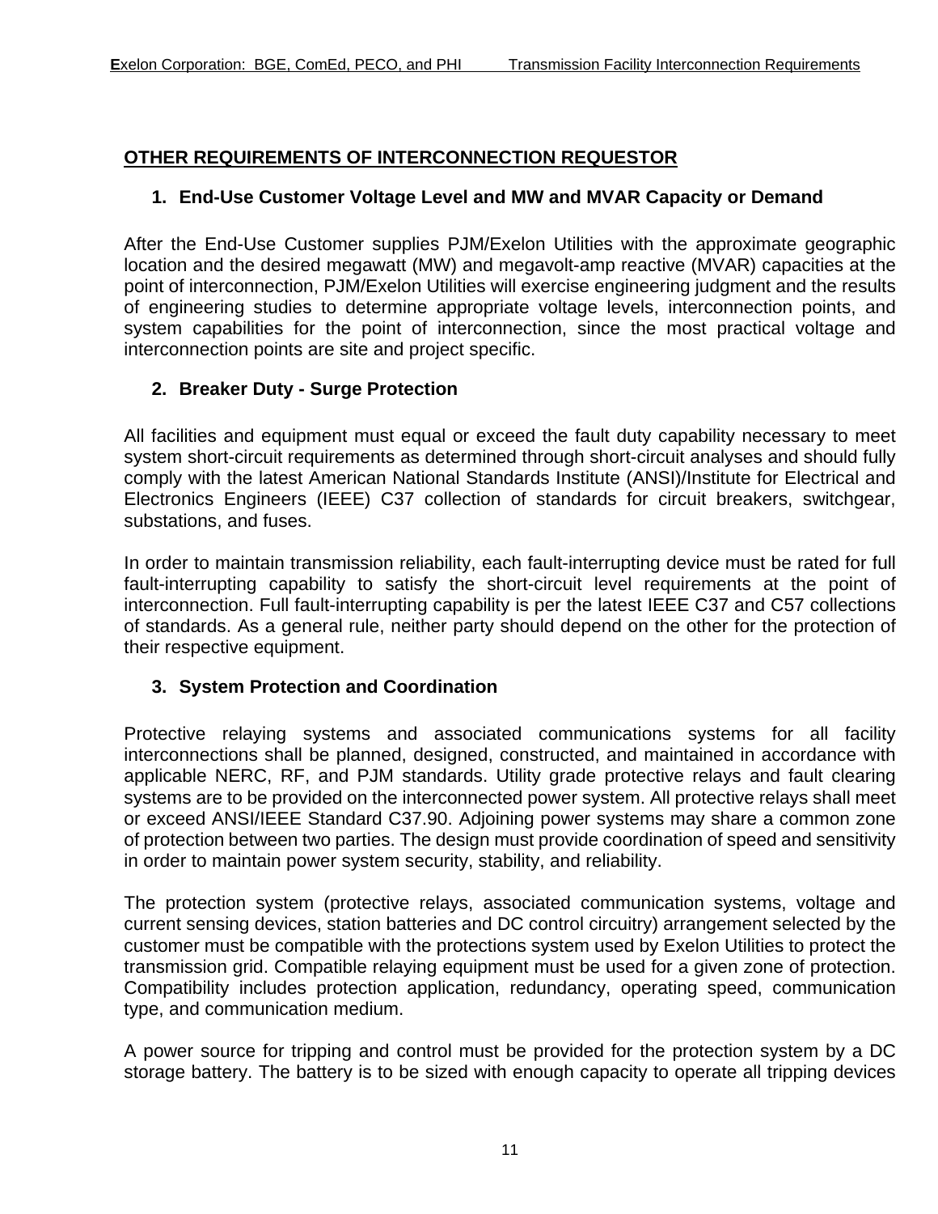## OTHER REQUIREMENTS OF INTERCONNECTION REQUESTOR

### 1. End-Use Customer Voltage Level and MW and MVAR Capacity or Demand

After the End-Use Customer supplies PJM/Exelon Utilities with the approximate geographic location and the desired megawatt (MW) and megavolt-amp reactive (MVAR) capacities at the point of interconnection, PJM/Exelon Utilities will exercise engineering judgment and the results of engineering studies to determine appropriate voltage levels, interconnection points, and system capabilities for the point of interconnection, since the most practical voltage and interconnection points are site and project specific.

### 2. Breaker Duty - Surge Protection

All facilities and equipment must equal or exceed the fault duty capability necessary to meet system short-circuit requirements as determined through short-circuit analyses and should fully comply with the latest American National Standards Institute (ANSI)/Institute for Electrical and Electronics Engineers (IEEE) C37 collection of standards for circuit breakers, switchgear, substations, and fuses.

In order to maintain transmission reliability, each fault-interrupting device must be rated for full fault-interrupting capability to satisfy the short-circuit level requirements at the point of interconnection. Full fault-interrupting capability is per the latest IEEE C37 and C57 collections of standards. As a general rule, neither party should depend on the other for the protection of their respective equipment.

### 3. System Protection and Coordination

Protective relaying systems and associated communications systems for all facility interconnections shall be planned, designed, constructed, and maintained in accordance with applicable NERC, RF, and PJM standards. Utility grade protective relays and fault clearing systems are to be provided on the interconnected power system. All protective relays shall meet or exceed ANSI/IEEE Standard C37.90. Adjoining power systems may share a common zone of protection between two parties. The design must provide coordination of speed and sensitivity in order to maintain power system security, stability, and reliability.

The protection system (protective relays, associated communication systems, voltage and current sensing devices, station batteries and DC control circuitry) arrangement selected by the customer must be compatible with the protections system used by Exelon Utilities to protect the transmission grid. Compatible relaying equipment must be used for a given zone of protection. Compatibility includes protection application, redundancy, operating speed, communication type, and communication medium.

A power source for tripping and control must be provided for the protection system by a DC storage battery. The battery is to be sized with enough capacity to operate all tripping devices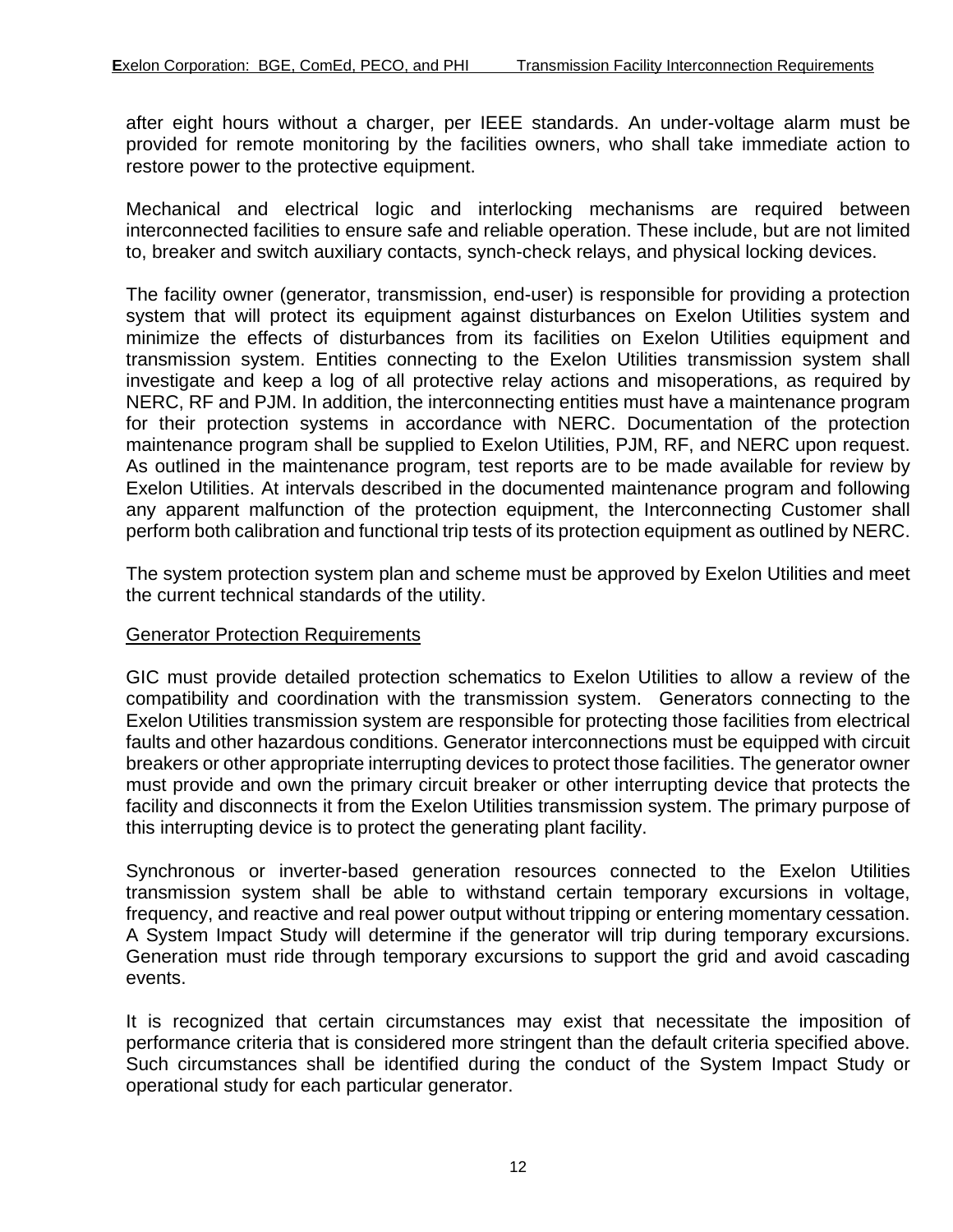after eight hours without a charger, per IEEE standards. An under-voltage alarm must be provided for remote monitoring by the facilities owners, who shall take immediate action to restore power to the protective equipment.

Mechanical and electrical logic and interlocking mechanisms are required between interconnected facilities to ensure safe and reliable operation. These include, but are not limited to, breaker and switch auxiliary contacts, synch-check relays, and physical locking devices.

The facility owner (generator, transmission, end-user) is responsible for providing a protection system that will protect its equipment against disturbances on Exelon Utilities system and minimize the effects of disturbances from its facilities on Exelon Utilities equipment and transmission system. Entities connecting to the Exelon Utilities transmission system shall investigate and keep a log of all protective relay actions and misoperations, as required by NERC, RF and PJM. In addition, the interconnecting entities must have a maintenance program for their protection systems in accordance with NERC. Documentation of the protection maintenance program shall be supplied to Exelon Utilities, PJM, RF, and NERC upon request. As outlined in the maintenance program, test reports are to be made available for review by Exelon Utilities. At intervals described in the documented maintenance program and following any apparent malfunction of the protection equipment, the Interconnecting Customer shall perform both calibration and functional trip tests of its protection equipment as outlined by NERC.

The system protection system plan and scheme must be approved by Exelon Utilities and meet the current technical standards of the utility.

Generator Protection Requirements

GIC must provide detailed protection schematics to Exelon Utilities to allow a review of the compatibility and coordination with the transmission system. Generators connecting to the Exelon Utilities transmission system are responsible for protecting those facilities from electrical faults and other hazardous conditions. Generator interconnections must be equipped with circuit breakers or other appropriate interrupting devices to protect those facilities. The generator owner must provide and own the primary circuit breaker or other interrupting device that protects the facility and disconnects it from the Exelon Utilities transmission system. The primary purpose of this interrupting device is to protect the generating plant facility.

Synchronous or inverter-based generation resources connected to the Exelon Utilities transmission system shall be able to withstand certain temporary excursions in voltage, frequency, and reactive and real power output without tripping or entering momentary cessation. A System Impact Study will determine if the generator will trip during temporary excursions. Generation must ride through temporary excursions to support the grid and avoid cascading events.

It is recognized that certain circumstances may exist that necessitate the imposition of performance criteria that is considered more stringent than the default criteria specified above. Such circumstances shall be identified during the conduct of the System Impact Study or operational study for each particular generator.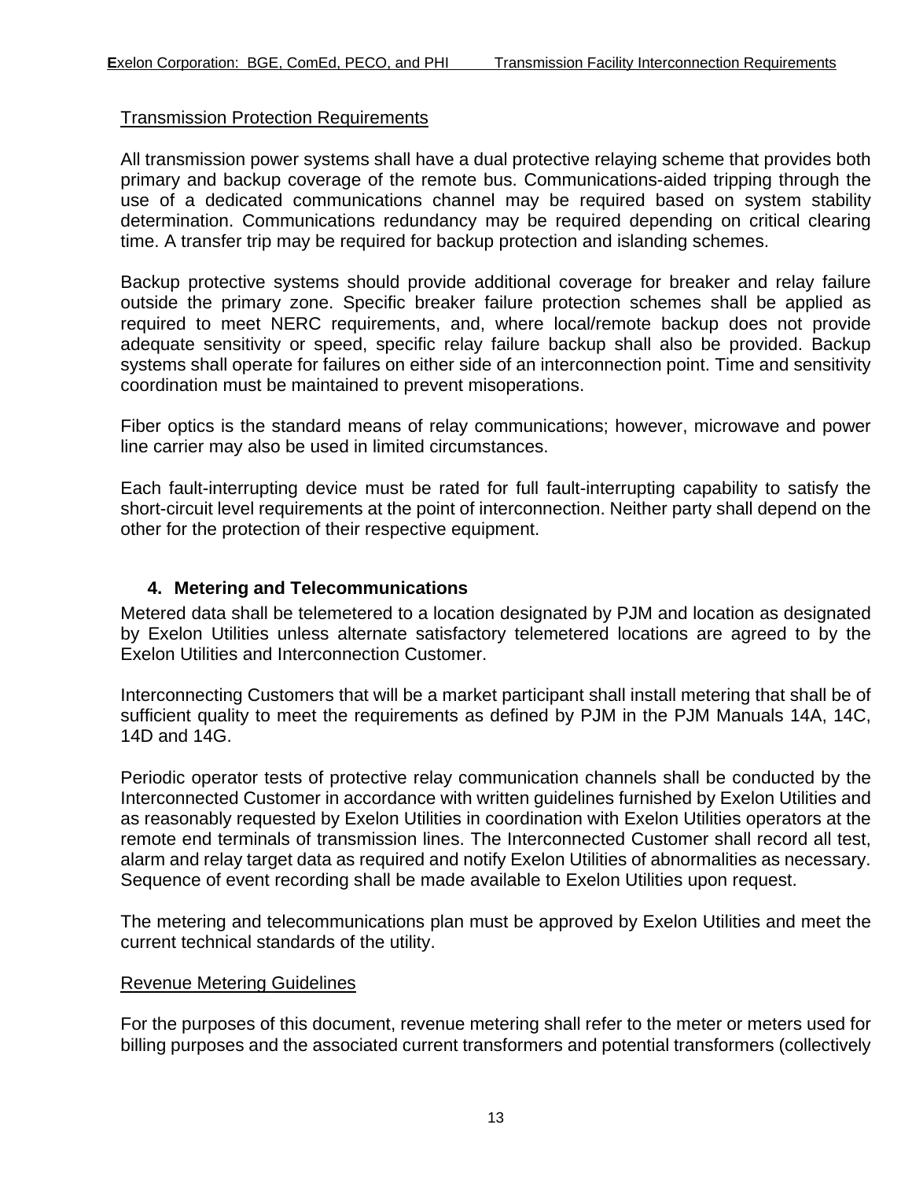Transmission Protection Requirements

All transmission power systems shall have a dual protective relaying scheme that provides both primary and backup coverage of the remote bus. Communications-aided tripping through the use of a dedicated communications channel may be required based on system stability determination. Communications redundancy may be required depending on critical clearing time. A transfer trip may be required for backup protection and islanding schemes.

Backup protective systems should provide additional coverage for breaker and relay failure outside the primary zone. Specific breaker failure protection schemes shall be applied as required to meet NERC requirements, and, where local/remote backup does not provide adequate sensitivity or speed, specific relay failure backup shall also be provided. Backup systems shall operate for failures on either side of an interconnection point. Time and sensitivity coordination must be maintained to prevent misoperations.

Fiber optics is the standard means of relay communications; however, microwave and power line carrier may also be used in limited circumstances.

Each fault-interrupting device must be rated for full fault-interrupting capability to satisfy the short-circuit level requirements at the point of interconnection. Neither party shall depend on the other for the protection of their respective equipment.

## 4. Metering and Telecommunications

Metered data shall be telemetered to a location designated by PJM and location as designated by Exelon Utilities unless alternate satisfactory telemetered locations are agreed to by the Exelon Utilities and Interconnection Customer.

Interconnecting Customers that will be a market participant shall install metering that shall be of sufficient quality to meet the requirements as defined by PJM in the PJM Manuals 14A, 14C, 14D and 14G.

Periodic operator tests of protective relay communication channels shall be conducted by the Interconnected Customer in accordance with written guidelines furnished by Exelon Utilities and as reasonably requested by Exelon Utilities in coordination with Exelon Utilities operators at the remote end terminals of transmission lines. The Interconnected Customer shall record all test, alarm and relay target data as required and notify Exelon Utilities of abnormalities as necessary. Sequence of event recording shall be made available to Exelon Utilities upon request.

The metering and telecommunications plan must be approved by Exelon Utilities and meet the current technical standards of the utility.

Revenue Metering Guidelines

For the purposes of this document, revenue metering shall refer to the meter or meters used for billing purposes and the associated current transformers and potential transformers (collectively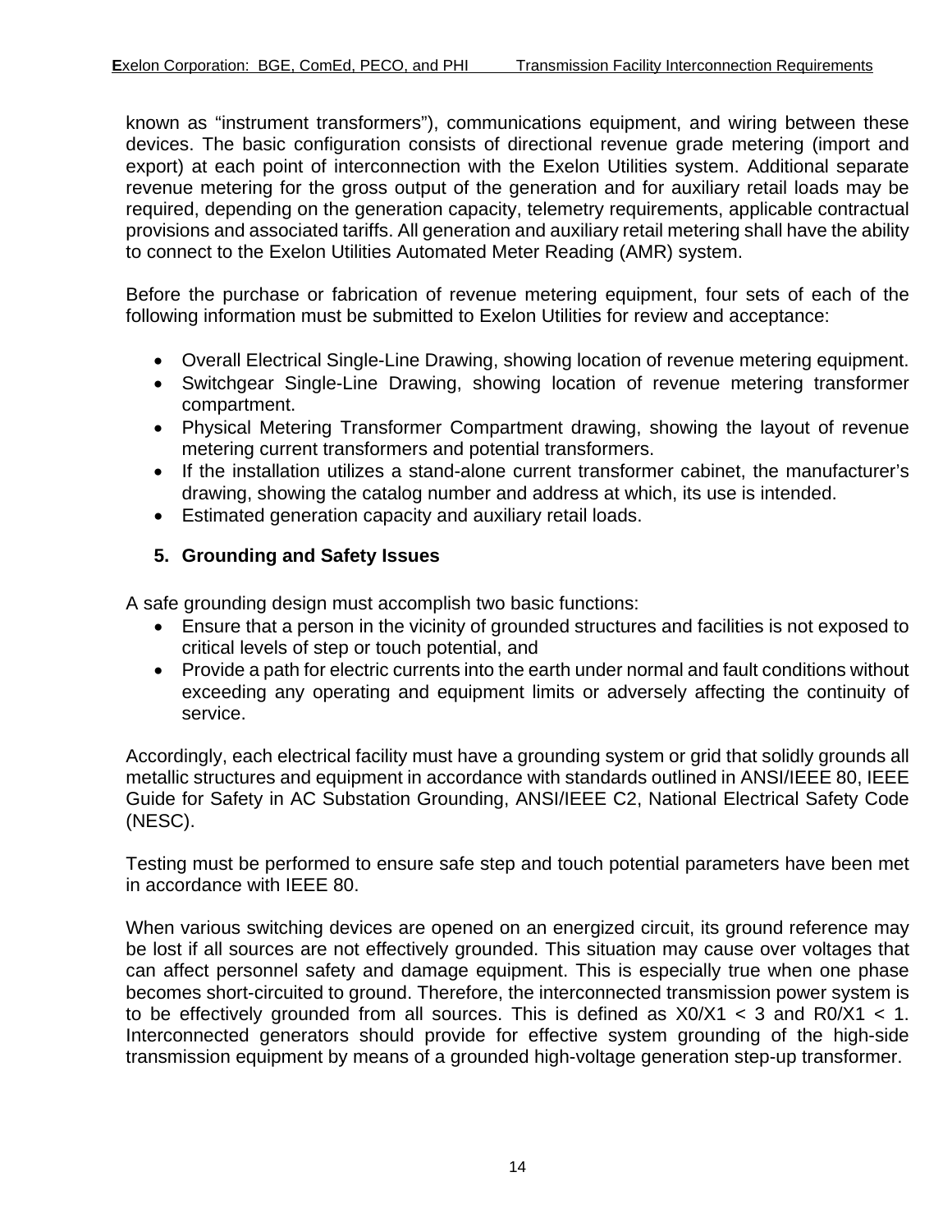known as "instrument transformers"), communications equipment, and wiring between these devices. The basic configuration consists of directional revenue grade metering (import and export) at each point of interconnection with the Exelon Utilities system. Additional separate revenue metering for the gross output of the generation and for auxiliary retail loads may be required, depending on the generation capacity, telemetry requirements, applicable contractual provisions and associated tariffs. All generation and auxiliary retail metering shall have the ability to connect to the Exelon Utilities Automated Meter Reading (AMR) system.

Before the purchase or fabrication of revenue metering equipment, four sets of each of the following information must be submitted to Exelon Utilities for review and acceptance:

- Overall Electrical Single-Line Drawing, showing location of revenue metering equipment.
- Switchgear Single-Line Drawing, showing location of revenue metering transformer compartment.
- Physical Metering Transformer Compartment drawing, showing the layout of revenue metering current transformers and potential transformers.
- If the installation utilizes a stand-alone current transformer cabinet, the manufacturer's drawing, showing the catalog number and address at which, its use is intended.
- Estimated generation capacity and auxiliary retail loads.

## 5. Grounding and Safety Issues

A safe grounding design must accomplish two basic functions:

- Ensure that a person in the vicinity of grounded structures and facilities is not exposed to critical levels of step or touch potential, and
- Provide a path for electric currents into the earth under normal and fault conditions without exceeding any operating and equipment limits or adversely affecting the continuity of service.

Accordingly, each electrical facility must have a grounding system or grid that solidly grounds all metallic structures and equipment in accordance with standards outlined in ANSI/IEEE 80, IEEE Guide for Safety in AC Substation Grounding, ANSI/IEEE C2, National Electrical Safety Code (NESC).

Testing must be performed to ensure safe step and touch potential parameters have been met in accordance with IEEE 80.

When various switching devices are opened on an energized circuit, its ground reference may be lost if all sources are not effectively grounded. This situation may cause over voltages that can affect personnel safety and damage equipment. This is especially true when one phase becomes short-circuited to ground. Therefore, the interconnected transmission power system is to be effectively grounded from all sources. This is defined as $X0/X1 < 3$ and $R0/X1 < 1$. Interconnected generators should provide for effective system grounding of the high-side transmission equipment by means of a grounded high-voltage generation step-up transformer.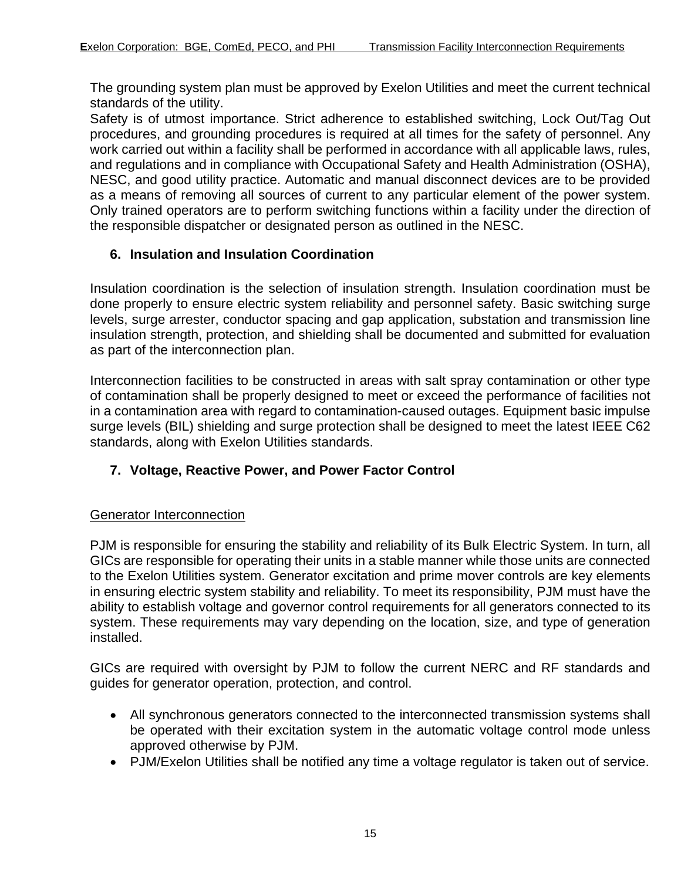The grounding system plan must be approved by Exelon Utilities and meet the current technical standards of the utility.
Safety is of utmost importance. Strict adherence to established switching, Lock Out/Tag Out procedures, and grounding procedures is required at all times for the safety of personnel. Any work carried out within a facility shall be performed in accordance with all applicable laws, rules, and regulations and in compliance with Occupational Safety and Health Administration (OSHA), NESC, and good utility practice. Automatic and manual disconnect devices are to be provided as a means of removing all sources of current to any particular element of the power system. Only trained operators are to perform switching functions within a facility under the direction of the responsible dispatcher or designated person as outlined in the NESC.

## 6. Insulation and Insulation Coordination

Insulation coordination is the selection of insulation strength. Insulation coordination must be done properly to ensure electric system reliability and personnel safety. Basic switching surge levels, surge arrester, conductor spacing and gap application, substation and transmission line insulation strength, protection, and shielding shall be documented and submitted for evaluation as part of the interconnection plan.

Interconnection facilities to be constructed in areas with salt spray contamination or other type of contamination shall be properly designed to meet or exceed the performance of facilities not in a contamination area with regard to contamination-caused outages. Equipment basic impulse surge levels (BIL) shielding and surge protection shall be designed to meet the latest IEEE C62 standards, along with Exelon Utilities standards.

## 7. Voltage, Reactive Power, and Power Factor Control

Generator Interconnection

PJM is responsible for ensuring the stability and reliability of its Bulk Electric System. In turn, all GICs are responsible for operating their units in a stable manner while those units are connected to the Exelon Utilities system. Generator excitation and prime mover controls are key elements in ensuring electric system stability and reliability. To meet its responsibility, PJM must have the ability to establish voltage and governor control requirements for all generators connected to its system. These requirements may vary depending on the location, size, and type of generation installed.

GICs are required with oversight by PJM to follow the current NERC and RF standards and guides for generator operation, protection, and control.

- All synchronous generators connected to the interconnected transmission systems shall be operated with their excitation system in the automatic voltage control mode unless approved otherwise by PJM.
- PJM/Exelon Utilities shall be notified any time a voltage regulator is taken out of service.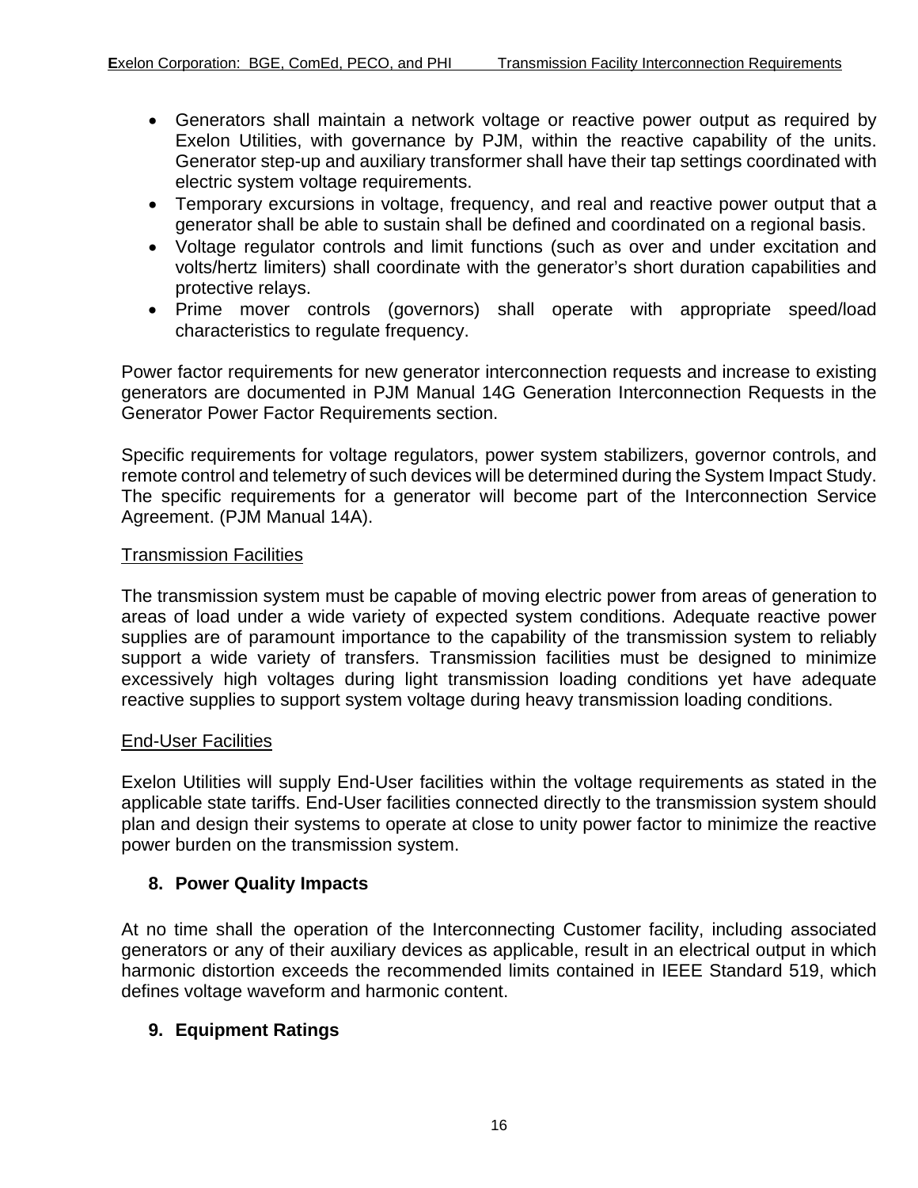- Generators shall maintain a network voltage or reactive power output as required by Exelon Utilities, with governance by PJM, within the reactive capability of the units. Generator step-up and auxiliary transformer shall have their tap settings coordinated with electric system voltage requirements.
- Temporary excursions in voltage, frequency, and real and reactive power output that a generator shall be able to sustain shall be defined and coordinated on a regional basis.
- Voltage regulator controls and limit functions (such as over and under excitation and volts/hertz limiters) shall coordinate with the generator's short duration capabilities and protective relays.
- Prime mover controls (governors) shall operate with appropriate speed/load characteristics to regulate frequency.

Power factor requirements for new generator interconnection requests and increase to existing generators are documented in PJM Manual 14G Generation Interconnection Requests in the Generator Power Factor Requirements section.

Specific requirements for voltage regulators, power system stabilizers, governor controls, and remote control and telemetry of such devices will be determined during the System Impact Study. The specific requirements for a generator will become part of the Interconnection Service Agreement. (PJM Manual 14A).

<u>Transmission Facilities</u>

The transmission system must be capable of moving electric power from areas of generation to areas of load under a wide variety of expected system conditions. Adequate reactive power supplies are of paramount importance to the capability of the transmission system to reliably support a wide variety of transfers. Transmission facilities must be designed to minimize excessively high voltages during light transmission loading conditions yet have adequate reactive supplies to support system voltage during heavy transmission loading conditions.

<u>End-User Facilities</u>

Exelon Utilities will supply End-User facilities within the voltage requirements as stated in the applicable state tariffs. End-User facilities connected directly to the transmission system should plan and design their systems to operate at close to unity power factor to minimize the reactive power burden on the transmission system.

## 8. Power Quality Impacts

At no time shall the operation of the Interconnecting Customer facility, including associated generators or any of their auxiliary devices as applicable, result in an electrical output in which harmonic distortion exceeds the recommended limits contained in IEEE Standard 519, which defines voltage waveform and harmonic content.

## 9. Equipment Ratings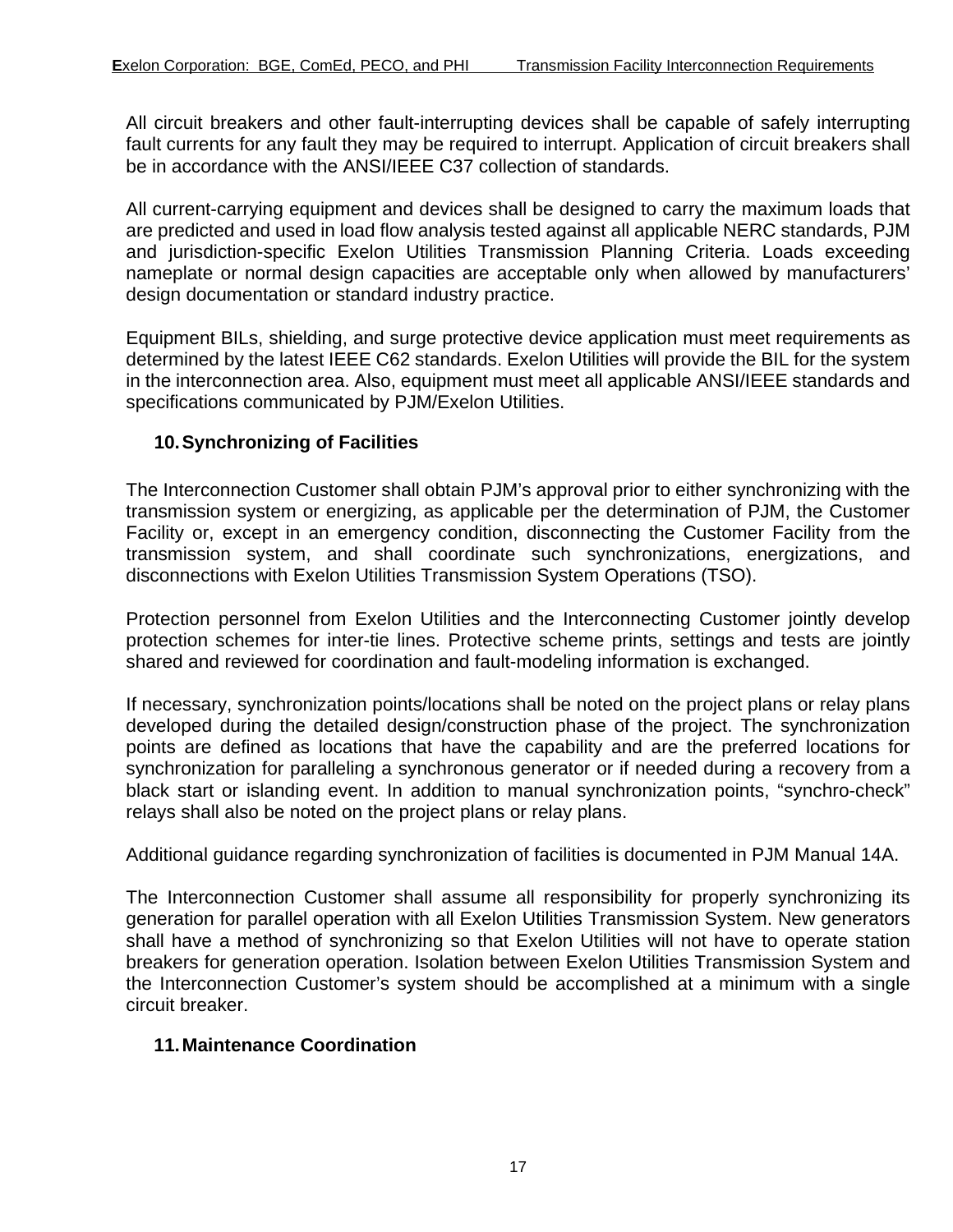All circuit breakers and other fault-interrupting devices shall be capable of safely interrupting fault currents for any fault they may be required to interrupt. Application of circuit breakers shall be in accordance with the ANSI/IEEE C37 collection of standards.

All current-carrying equipment and devices shall be designed to carry the maximum loads that are predicted and used in load flow analysis tested against all applicable NERC standards, PJM and jurisdiction-specific Exelon Utilities Transmission Planning Criteria. Loads exceeding nameplate or normal design capacities are acceptable only when allowed by manufacturers' design documentation or standard industry practice.

Equipment BILs, shielding, and surge protective device application must meet requirements as determined by the latest IEEE C62 standards. Exelon Utilities will provide the BIL for the system in the interconnection area. Also, equipment must meet all applicable ANSI/IEEE standards and specifications communicated by PJM/Exelon Utilities.

## 10. Synchronizing of Facilities

The Interconnection Customer shall obtain PJM's approval prior to either synchronizing with the transmission system or energizing, as applicable per the determination of PJM, the Customer Facility or, except in an emergency condition, disconnecting the Customer Facility from the transmission system, and shall coordinate such synchronizations, energizations, and disconnections with Exelon Utilities Transmission System Operations (TSO).

Protection personnel from Exelon Utilities and the Interconnecting Customer jointly develop protection schemes for inter-tie lines. Protective scheme prints, settings and tests are jointly shared and reviewed for coordination and fault-modeling information is exchanged.

If necessary, synchronization points/locations shall be noted on the project plans or relay plans developed during the detailed design/construction phase of the project. The synchronization points are defined as locations that have the capability and are the preferred locations for synchronization for paralleling a synchronous generator or if needed during a recovery from a black start or islanding event. In addition to manual synchronization points, "synchro-check" relays shall also be noted on the project plans or relay plans.

Additional guidance regarding synchronization of facilities is documented in PJM Manual 14A.

The Interconnection Customer shall assume all responsibility for properly synchronizing its generation for parallel operation with all Exelon Utilities Transmission System. New generators shall have a method of synchronizing so that Exelon Utilities will not have to operate station breakers for generation operation. Isolation between Exelon Utilities Transmission System and the Interconnection Customer's system should be accomplished at a minimum with a single circuit breaker.

## 11. Maintenance Coordination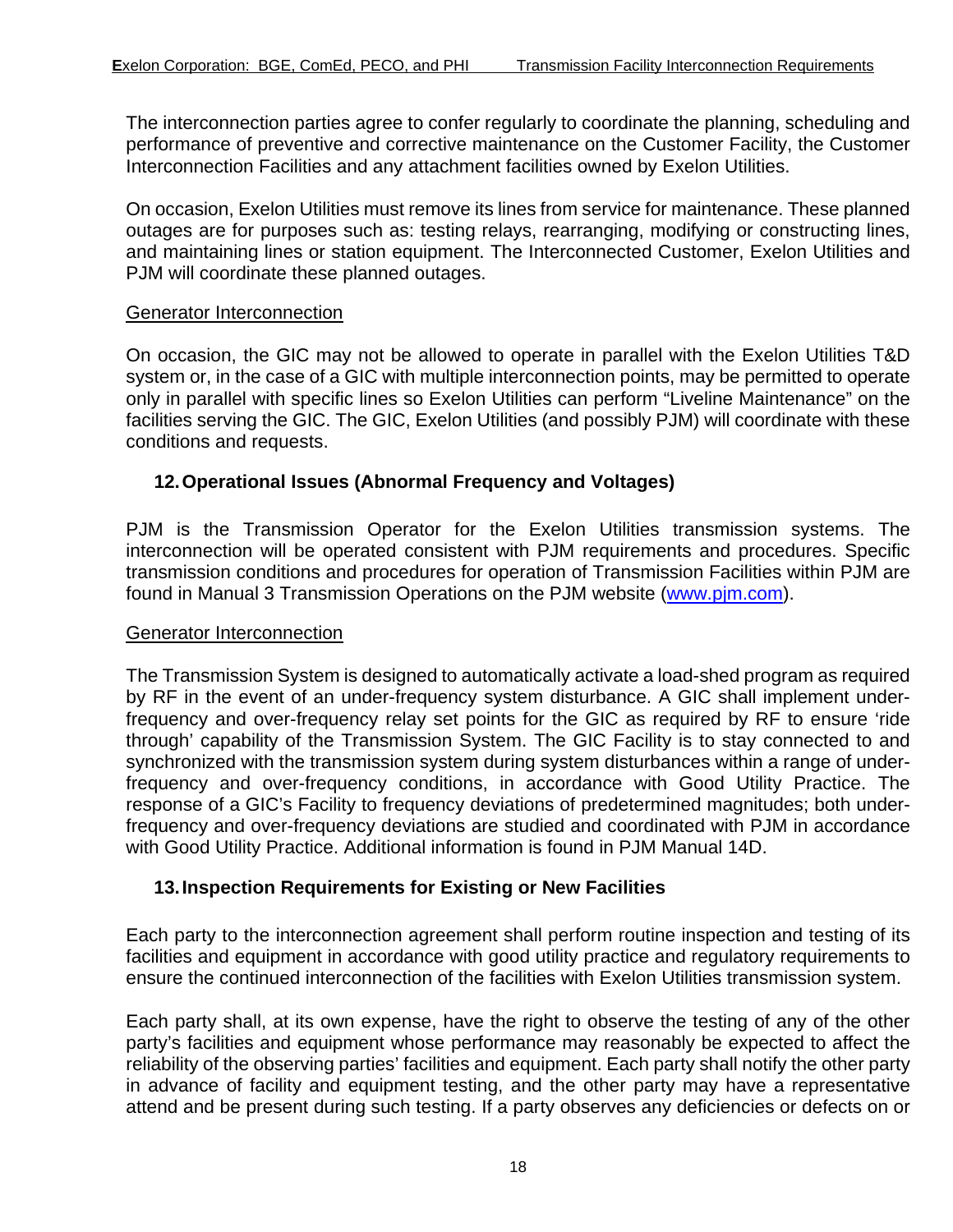The interconnection parties agree to confer regularly to coordinate the planning, scheduling and performance of preventive and corrective maintenance on the Customer Facility, the Customer Interconnection Facilities and any attachment facilities owned by Exelon Utilities.

On occasion, Exelon Utilities must remove its lines from service for maintenance. These planned outages are for purposes such as: testing relays, rearranging, modifying or constructing lines, and maintaining lines or station equipment. The Interconnected Customer, Exelon Utilities and PJM will coordinate these planned outages.

Generator Interconnection

On occasion, the GIC may not be allowed to operate in parallel with the Exelon Utilities T&D system or, in the case of a GIC with multiple interconnection points, may be permitted to operate only in parallel with specific lines so Exelon Utilities can perform "Liveline Maintenance" on the facilities serving the GIC. The GIC, Exelon Utilities (and possibly PJM) will coordinate with these conditions and requests.

## 12. Operational Issues (Abnormal Frequency and Voltages)

PJM is the Transmission Operator for the Exelon Utilities transmission systems. The interconnection will be operated consistent with PJM requirements and procedures. Specific transmission conditions and procedures for operation of Transmission Facilities within PJM are found in Manual 3 Transmission Operations on the PJM website (www.pjm.com).

Generator Interconnection

The Transmission System is designed to automatically activate a load-shed program as required by RF in the event of an under-frequency system disturbance. A GIC shall implement under-frequency and over-frequency relay set points for the GIC as required by RF to ensure 'ride through' capability of the Transmission System. The GIC Facility is to stay connected to and synchronized with the transmission system during system disturbances within a range of under-frequency and over-frequency conditions, in accordance with Good Utility Practice. The response of a GIC's Facility to frequency deviations of predetermined magnitudes; both under-frequency and over-frequency deviations are studied and coordinated with PJM in accordance with Good Utility Practice. Additional information is found in PJM Manual 14D.

## 13. Inspection Requirements for Existing or New Facilities

Each party to the interconnection agreement shall perform routine inspection and testing of its facilities and equipment in accordance with good utility practice and regulatory requirements to ensure the continued interconnection of the facilities with Exelon Utilities transmission system.

Each party shall, at its own expense, have the right to observe the testing of any of the other party's facilities and equipment whose performance may reasonably be expected to affect the reliability of the observing parties' facilities and equipment. Each party shall notify the other party in advance of facility and equipment testing, and the other party may have a representative attend and be present during such testing. If a party observes any deficiencies or defects on or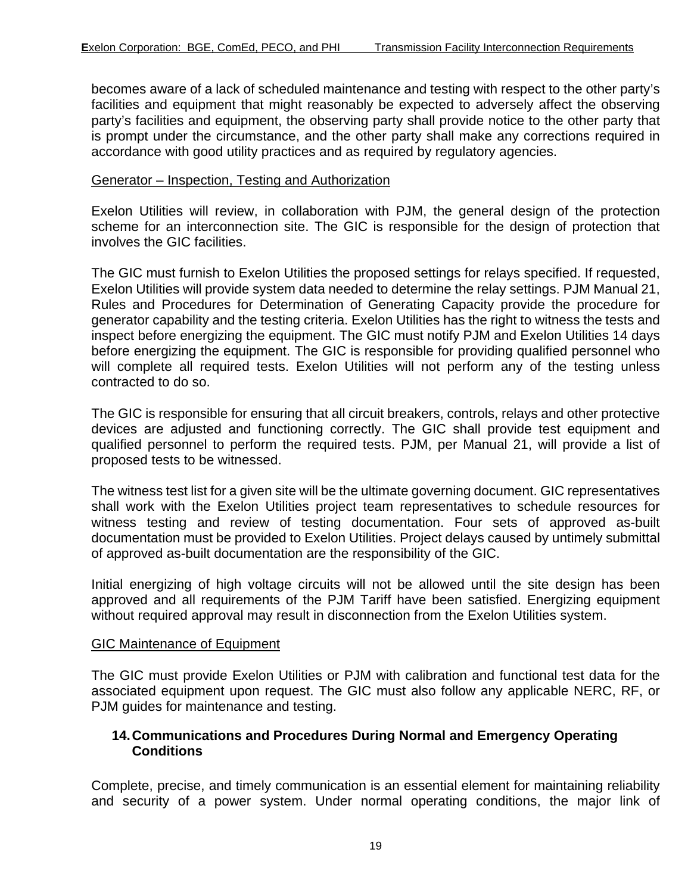becomes aware of a lack of scheduled maintenance and testing with respect to the other party's facilities and equipment that might reasonably be expected to adversely affect the observing party's facilities and equipment, the observing party shall provide notice to the other party that is prompt under the circumstance, and the other party shall make any corrections required in accordance with good utility practices and as required by regulatory agencies.

Generator – Inspection, Testing and Authorization

Exelon Utilities will review, in collaboration with PJM, the general design of the protection scheme for an interconnection site. The GIC is responsible for the design of protection that involves the GIC facilities.

The GIC must furnish to Exelon Utilities the proposed settings for relays specified. If requested, Exelon Utilities will provide system data needed to determine the relay settings. PJM Manual 21, Rules and Procedures for Determination of Generating Capacity provide the procedure for generator capability and the testing criteria. Exelon Utilities has the right to witness the tests and inspect before energizing the equipment. The GIC must notify PJM and Exelon Utilities 14 days before energizing the equipment. The GIC is responsible for providing qualified personnel who will complete all required tests. Exelon Utilities will not perform any of the testing unless contracted to do so.

The GIC is responsible for ensuring that all circuit breakers, controls, relays and other protective devices are adjusted and functioning correctly. The GIC shall provide test equipment and qualified personnel to perform the required tests. PJM, per Manual 21, will provide a list of proposed tests to be witnessed.

The witness test list for a given site will be the ultimate governing document. GIC representatives shall work with the Exelon Utilities project team representatives to schedule resources for witness testing and review of testing documentation. Four sets of approved as-built documentation must be provided to Exelon Utilities. Project delays caused by untimely submittal of approved as-built documentation are the responsibility of the GIC.

Initial energizing of high voltage circuits will not be allowed until the site design has been approved and all requirements of the PJM Tariff have been satisfied. Energizing equipment without required approval may result in disconnection from the Exelon Utilities system.

GIC Maintenance of Equipment

The GIC must provide Exelon Utilities or PJM with calibration and functional test data for the associated equipment upon request. The GIC must also follow any applicable NERC, RF, or PJM guides for maintenance and testing.

## 14. Communications and Procedures During Normal and Emergency Operating Conditions

Complete, precise, and timely communication is an essential element for maintaining reliability and security of a power system. Under normal operating conditions, the major link of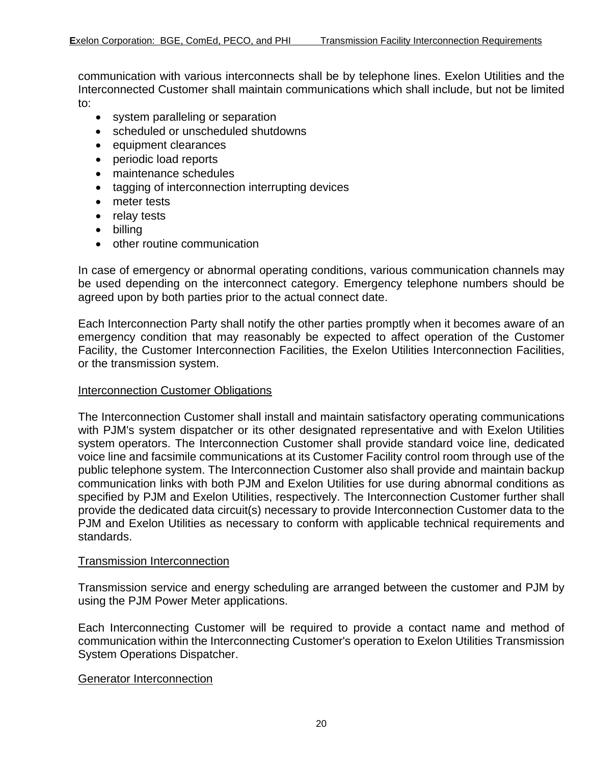communication with various interconnects shall be by telephone lines. Exelon Utilities and the Interconnected Customer shall maintain communications which shall include, but not be limited to:

- system paralleling or separation
- scheduled or unscheduled shutdowns
- equipment clearances
- periodic load reports
- maintenance schedules
- tagging of interconnection interrupting devices
- meter tests
- relay tests
- billing
- other routine communication

In case of emergency or abnormal operating conditions, various communication channels may be used depending on the interconnect category. Emergency telephone numbers should be agreed upon by both parties prior to the actual connect date.

Each Interconnection Party shall notify the other parties promptly when it becomes aware of an emergency condition that may reasonably be expected to affect operation of the Customer Facility, the Customer Interconnection Facilities, the Exelon Utilities Interconnection Facilities, or the transmission system.

<u>Interconnection Customer Obligations</u>

The Interconnection Customer shall install and maintain satisfactory operating communications with PJM's system dispatcher or its other designated representative and with Exelon Utilities system operators. The Interconnection Customer shall provide standard voice line, dedicated voice line and facsimile communications at its Customer Facility control room through use of the public telephone system. The Interconnection Customer also shall provide and maintain backup communication links with both PJM and Exelon Utilities for use during abnormal conditions as specified by PJM and Exelon Utilities, respectively. The Interconnection Customer further shall provide the dedicated data circuit(s) necessary to provide Interconnection Customer data to the PJM and Exelon Utilities as necessary to conform with applicable technical requirements and standards.

<u>Transmission Interconnection</u>

Transmission service and energy scheduling are arranged between the customer and PJM by using the PJM Power Meter applications.

Each Interconnecting Customer will be required to provide a contact name and method of communication within the Interconnecting Customer's operation to Exelon Utilities Transmission System Operations Dispatcher.

<u>Generator Interconnection</u>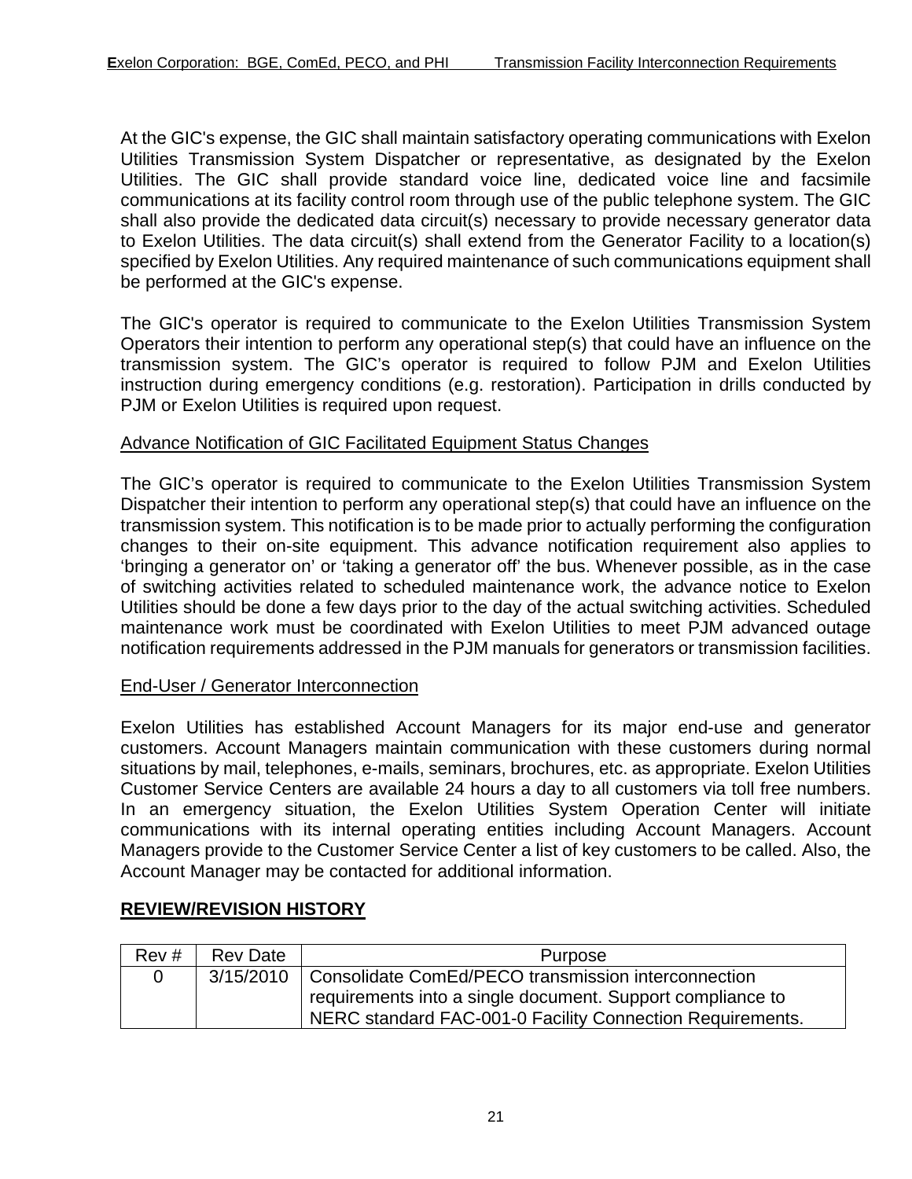At the GIC's expense, the GIC shall maintain satisfactory operating communications with Exelon Utilities Transmission System Dispatcher or representative, as designated by the Exelon Utilities. The GIC shall provide standard voice line, dedicated voice line and facsimile communications at its facility control room through use of the public telephone system. The GIC shall also provide the dedicated data circuit(s) necessary to provide necessary generator data to Exelon Utilities. The data circuit(s) shall extend from the Generator Facility to a location(s) specified by Exelon Utilities. Any required maintenance of such communications equipment shall be performed at the GIC's expense.

The GIC's operator is required to communicate to the Exelon Utilities Transmission System Operators their intention to perform any operational step(s) that could have an influence on the transmission system. The GIC's operator is required to follow PJM and Exelon Utilities instruction during emergency conditions (e.g. restoration). Participation in drills conducted by PJM or Exelon Utilities is required upon request.

<u>Advance Notification of GIC Facilitated Equipment Status Changes</u>

The GIC's operator is required to communicate to the Exelon Utilities Transmission System Dispatcher their intention to perform any operational step(s) that could have an influence on the transmission system. This notification is to be made prior to actually performing the configuration changes to their on-site equipment. This advance notification requirement also applies to 'bringing a generator on' or 'taking a generator off' the bus. Whenever possible, as in the case of switching activities related to scheduled maintenance work, the advance notice to Exelon Utilities should be done a few days prior to the day of the actual switching activities. Scheduled maintenance work must be coordinated with Exelon Utilities to meet PJM advanced outage notification requirements addressed in the PJM manuals for generators or transmission facilities.

<u>End-User / Generator Interconnection</u>

Exelon Utilities has established Account Managers for its major end-use and generator customers. Account Managers maintain communication with these customers during normal situations by mail, telephones, e-mails, seminars, brochures, etc. as appropriate. Exelon Utilities Customer Service Centers are available 24 hours a day to all customers via toll free numbers. In an emergency situation, the Exelon Utilities System Operation Center will initiate communications with its internal operating entities including Account Managers. Account Managers provide to the Customer Service Center a list of key customers to be called. Also, the Account Manager may be contacted for additional information.

## REVIEW/REVISION HISTORY

| Rev # | Rev Date | Purpose |
|---|---|---|
| 0 | 3/15/2010 | Consolidate ComEd/PECO transmission interconnection requirements into a single document. Support compliance to NERC standard FAC-001-0 Facility Connection Requirements. |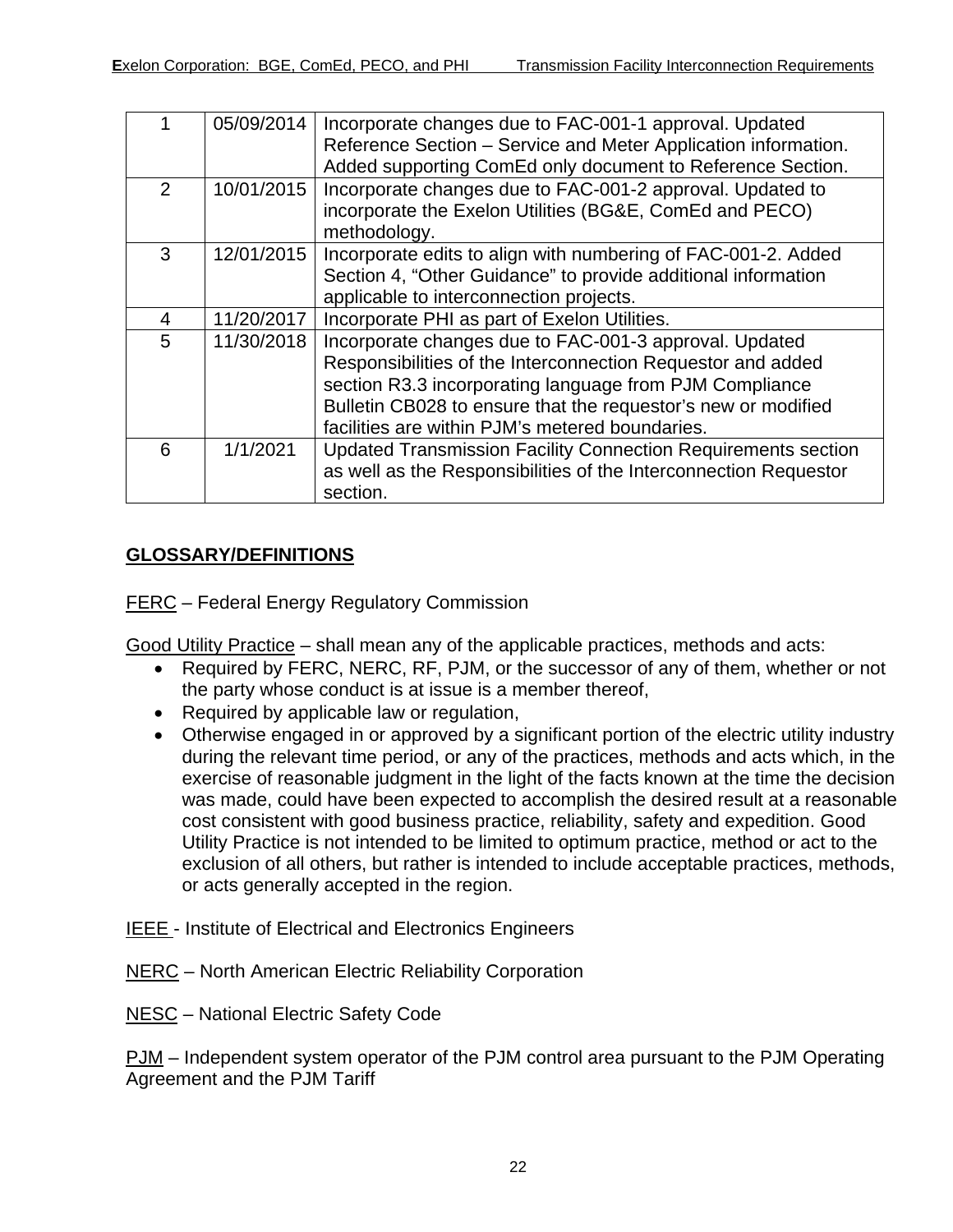| 1 | 05/09/2014 | Incorporate changes due to FAC-001-1 approval. Updated Reference Section – Service and Meter Application information. Added supporting ComEd only document to Reference Section. |
|---|---|---|
| 2 | 10/01/2015 | Incorporate changes due to FAC-001-2 approval. Updated to incorporate the Exelon Utilities (BG&E, ComEd and PECO) methodology. |
| 3 | 12/01/2015 | Incorporate edits to align with numbering of FAC-001-2. Added Section 4, "Other Guidance" to provide additional information applicable to interconnection projects. |
| 4 | 11/20/2017 | Incorporate PHI as part of Exelon Utilities. |
| 5 | 11/30/2018 | Incorporate changes due to FAC-001-3 approval. Updated Responsibilities of the Interconnection Requestor and added section R3.3 incorporating language from PJM Compliance Bulletin CB028 to ensure that the requestor's new or modified facilities are within PJM's metered boundaries. |
| 6 | 1/1/2021 | Updated Transmission Facility Connection Requirements section as well as the Responsibilities of the Interconnection Requestor section. |

## GLOSSARY/DEFINITIONS

FERC – Federal Energy Regulatory Commission

Good Utility Practice – shall mean any of the applicable practices, methods and acts:

- Required by FERC, NERC, RF, PJM, or the successor of any of them, whether or not the party whose conduct is at issue is a member thereof,
- Required by applicable law or regulation,
- Otherwise engaged in or approved by a significant portion of the electric utility industry during the relevant time period, or any of the practices, methods and acts which, in the exercise of reasonable judgment in the light of the facts known at the time the decision was made, could have been expected to accomplish the desired result at a reasonable cost consistent with good business practice, reliability, safety and expedition. Good Utility Practice is not intended to be limited to optimum practice, method or act to the exclusion of all others, but rather is intended to include acceptable practices, methods, or acts generally accepted in the region.

IEEE - Institute of Electrical and Electronics Engineers

NERC – North American Electric Reliability Corporation

NESC – National Electric Safety Code

PJM – Independent system operator of the PJM control area pursuant to the PJM Operating Agreement and the PJM Tariff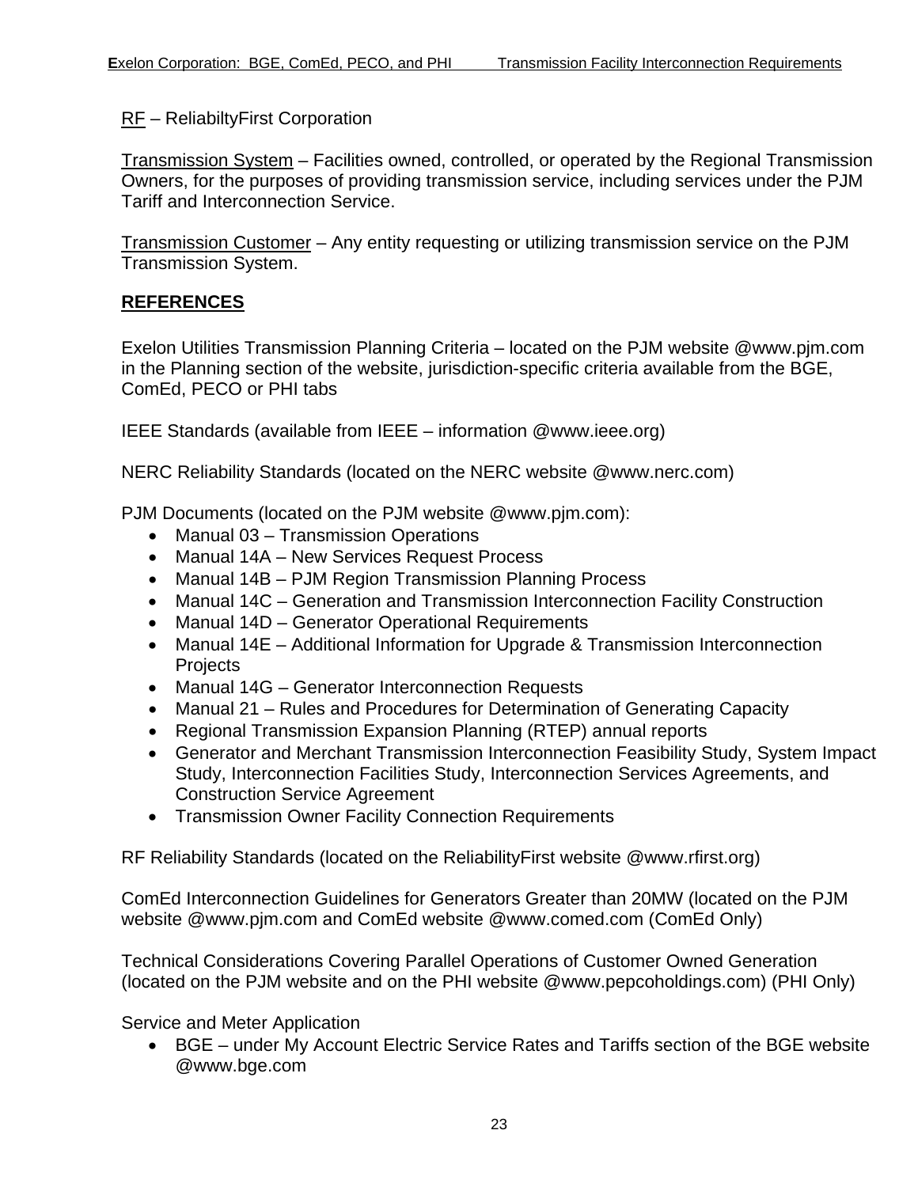RF – ReliabiltyFirst Corporation

Transmission System – Facilities owned, controlled, or operated by the Regional Transmission Owners, for the purposes of providing transmission service, including services under the PJM Tariff and Interconnection Service.

Transmission Customer – Any entity requesting or utilizing transmission service on the PJM Transmission System.

## REFERENCES

Exelon Utilities Transmission Planning Criteria – located on the PJM website @www.pjm.com in the Planning section of the website, jurisdiction-specific criteria available from the BGE, ComEd, PECO or PHI tabs

IEEE Standards (available from IEEE – information @www.ieee.org)

NERC Reliability Standards (located on the NERC website @www.nerc.com)

PJM Documents (located on the PJM website @www.pjm.com):

- Manual 03 – Transmission Operations
- Manual 14A – New Services Request Process
- Manual 14B – PJM Region Transmission Planning Process
- Manual 14C – Generation and Transmission Interconnection Facility Construction
- Manual 14D – Generator Operational Requirements
- Manual 14E – Additional Information for Upgrade & Transmission Interconnection Projects
- Manual 14G – Generator Interconnection Requests
- Manual 21 – Rules and Procedures for Determination of Generating Capacity
- Regional Transmission Expansion Planning (RTEP) annual reports
- Generator and Merchant Transmission Interconnection Feasibility Study, System Impact Study, Interconnection Facilities Study, Interconnection Services Agreements, and Construction Service Agreement
- Transmission Owner Facility Connection Requirements

RF Reliability Standards (located on the ReliabilityFirst website @www.rfirst.org)

ComEd Interconnection Guidelines for Generators Greater than 20MW (located on the PJM website @www.pjm.com and ComEd website @www.comed.com (ComEd Only)

Technical Considerations Covering Parallel Operations of Customer Owned Generation (located on the PJM website and on the PHI website @www.pepcoholdings.com) (PHI Only)

Service and Meter Application

- BGE – under My Account Electric Service Rates and Tariffs section of the BGE website @www.bge.com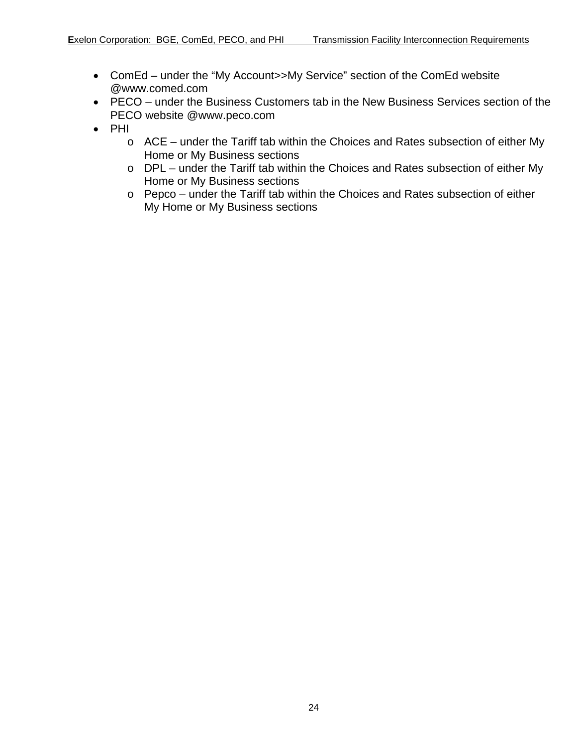- ComEd – under the “My Account>>My Service” section of the ComEd website @www.comed.com
- PECO – under the Business Customers tab in the New Business Services section of the PECO website @www.peco.com
- PHI
  - ACE – under the Tariff tab within the Choices and Rates subsection of either My Home or My Business sections
  - DPL – under the Tariff tab within the Choices and Rates subsection of either My Home or My Business sections
  - Pepco – under the Tariff tab within the Choices and Rates subsection of either My Home or My Business sections